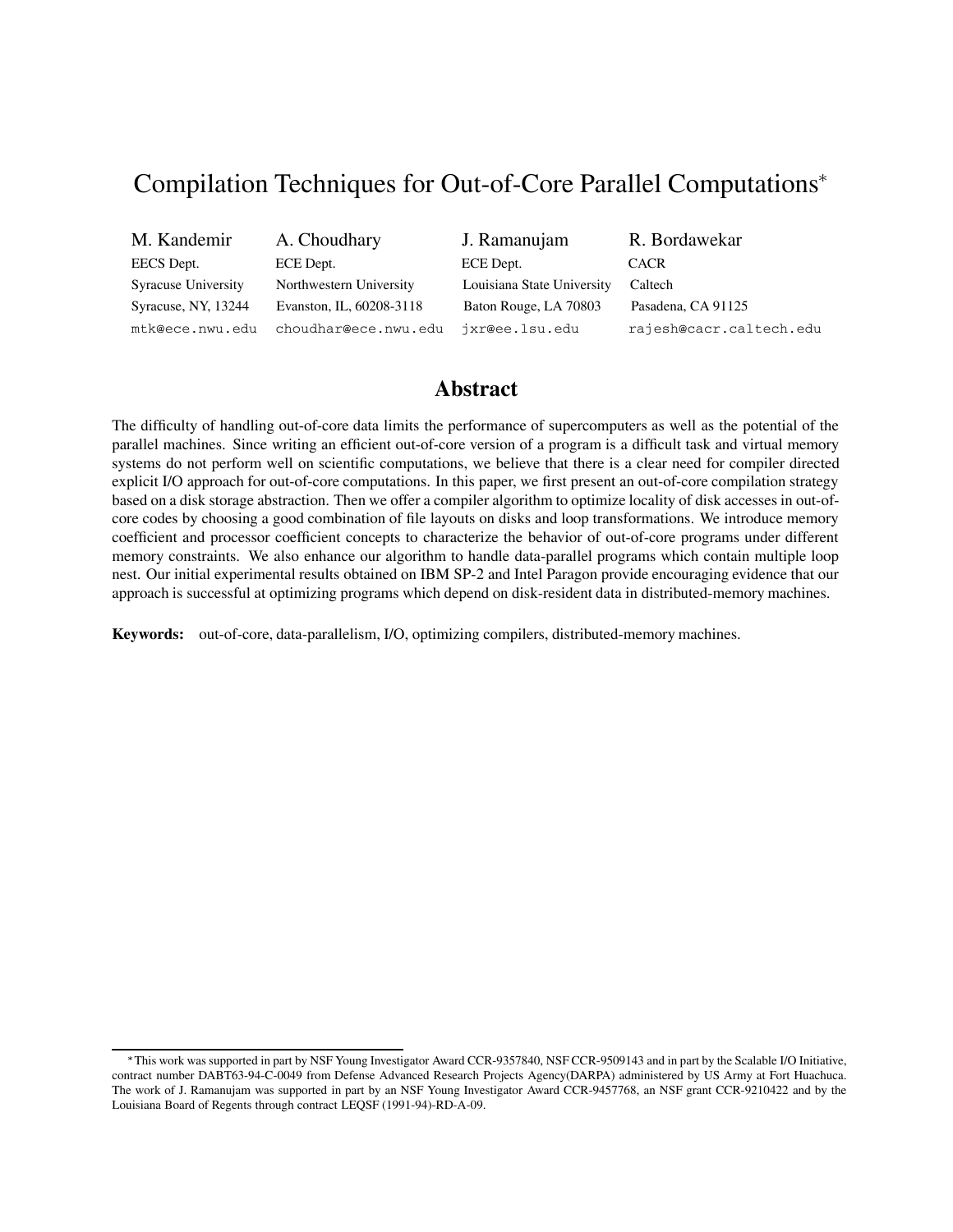# Compilation Techniques for Out-of-Core Parallel Computations*

| M. Kandemir | A. Choudhary | J. Ramanujam | R. Bordawekar |
|---|---|---|---|
| EECS Dept. | ECE Dept. | ECE Dept. | CACR |
| Syracuse University | Northwestern University | Louisiana State University | Caltech |
| Syracuse, NY, 13244 | Evanston, IL, 60208-3118 | Baton Rouge, LA 70803 | Pasadena, CA 91125 |
| mtk@ece.nwu.edu | choudhar@ece.nwu.edu | jxr@ee.lsu.edu | rajesh@cacr.caltech.edu |

## Abstract

The difficulty of handling out-of-core data limits the performance of supercomputers as well as the potential of the parallel machines. Since writing an efficient out-of-core version of a program is a difficult task and virtual memory systems do not perform well on scientific computations, we believe that there is a clear need for compiler directed explicit I/O approach for out-of-core computations. In this paper, we first present an out-of-core compilation strategy based on a disk storage abstraction. Then we offer a compiler algorithm to optimize locality of disk accesses in out-of-core codes by choosing a good combination of file layouts on disks and loop transformations. We introduce memory coefficient and processor coefficient concepts to characterize the behavior of out-of-core programs under different memory constraints. We also enhance our algorithm to handle data-parallel programs which contain multiple loop nest. Our initial experimental results obtained on IBM SP-2 and Intel Paragon provide encouraging evidence that our approach is successful at optimizing programs which depend on disk-resident data in distributed-memory machines.

**Keywords:** out-of-core, data-parallelism, I/O, optimizing compilers, distributed-memory machines.

*This work was supported in part by NSF Young Investigator Award CCR-9357840, NSF CCR-9509143 and in part by the Scalable I/O Initiative, contract number DABT63-94-C-0049 from Defense Advanced Research Projects Agency(DARPA) administered by US Army at Fort Huachuca. The work of J. Ramanujam was supported in part by an NSF Young Investigator Award CCR-9457768, an NSF grant CCR-9210422 and by the Louisiana Board of Regents through contract LEQSF (1991-94)-RD-A-09.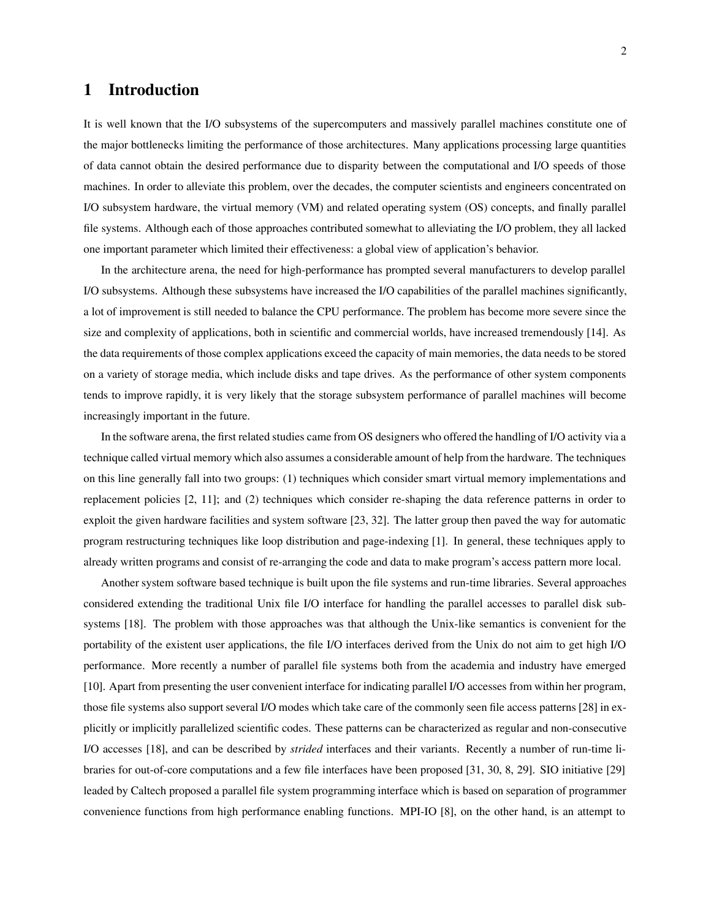# 1 Introduction

It is well known that the I/O subsystems of the supercomputers and massively parallel machines constitute one of the major bottlenecks limiting the performance of those architectures. Many applications processing large quantities of data cannot obtain the desired performance due to disparity between the computational and I/O speeds of those machines. In order to alleviate this problem, over the decades, the computer scientists and engineers concentrated on I/O subsystem hardware, the virtual memory (VM) and related operating system (OS) concepts, and finally parallel file systems. Although each of those approaches contributed somewhat to alleviating the I/O problem, they all lacked one important parameter which limited their effectiveness: a global view of application's behavior.

In the architecture arena, the need for high-performance has prompted several manufacturers to develop parallel I/O subsystems. Although these subsystems have increased the I/O capabilities of the parallel machines significantly, a lot of improvement is still needed to balance the CPU performance. The problem has become more severe since the size and complexity of applications, both in scientific and commercial worlds, have increased tremendously [14]. As the data requirements of those complex applications exceed the capacity of main memories, the data needs to be stored on a variety of storage media, which include disks and tape drives. As the performance of other system components tends to improve rapidly, it is very likely that the storage subsystem performance of parallel machines will become increasingly important in the future.

In the software arena, the first related studies came from OS designers who offered the handling of I/O activity via a technique called virtual memory which also assumes a considerable amount of help from the hardware. The techniques on this line generally fall into two groups: (1) techniques which consider smart virtual memory implementations and replacement policies [2, 11]; and (2) techniques which consider re-shaping the data reference patterns in order to exploit the given hardware facilities and system software [23, 32]. The latter group then paved the way for automatic program restructuring techniques like loop distribution and page-indexing [1]. In general, these techniques apply to already written programs and consist of re-arranging the code and data to make program's access pattern more local.

Another system software based technique is built upon the file systems and run-time libraries. Several approaches considered extending the traditional Unix file I/O interface for handling the parallel accesses to parallel disk subsystems [18]. The problem with those approaches was that although the Unix-like semantics is convenient for the portability of the existent user applications, the file I/O interfaces derived from the Unix do not aim to get high I/O performance. More recently a number of parallel file systems both from the academia and industry have emerged [10]. Apart from presenting the user convenient interface for indicating parallel I/O accesses from within her program, those file systems also support several I/O modes which take care of the commonly seen file access patterns [28] in explicitly or implicitly parallelized scientific codes. These patterns can be characterized as regular and non-consecutive I/O accesses [18], and can be described by *strided* interfaces and their variants. Recently a number of run-time libraries for out-of-core computations and a few file interfaces have been proposed [31, 30, 8, 29]. SIO initiative [29] leaded by Caltech proposed a parallel file system programming interface which is based on separation of programmer convenience functions from high performance enabling functions. MPI-IO [8], on the other hand, is an attempt to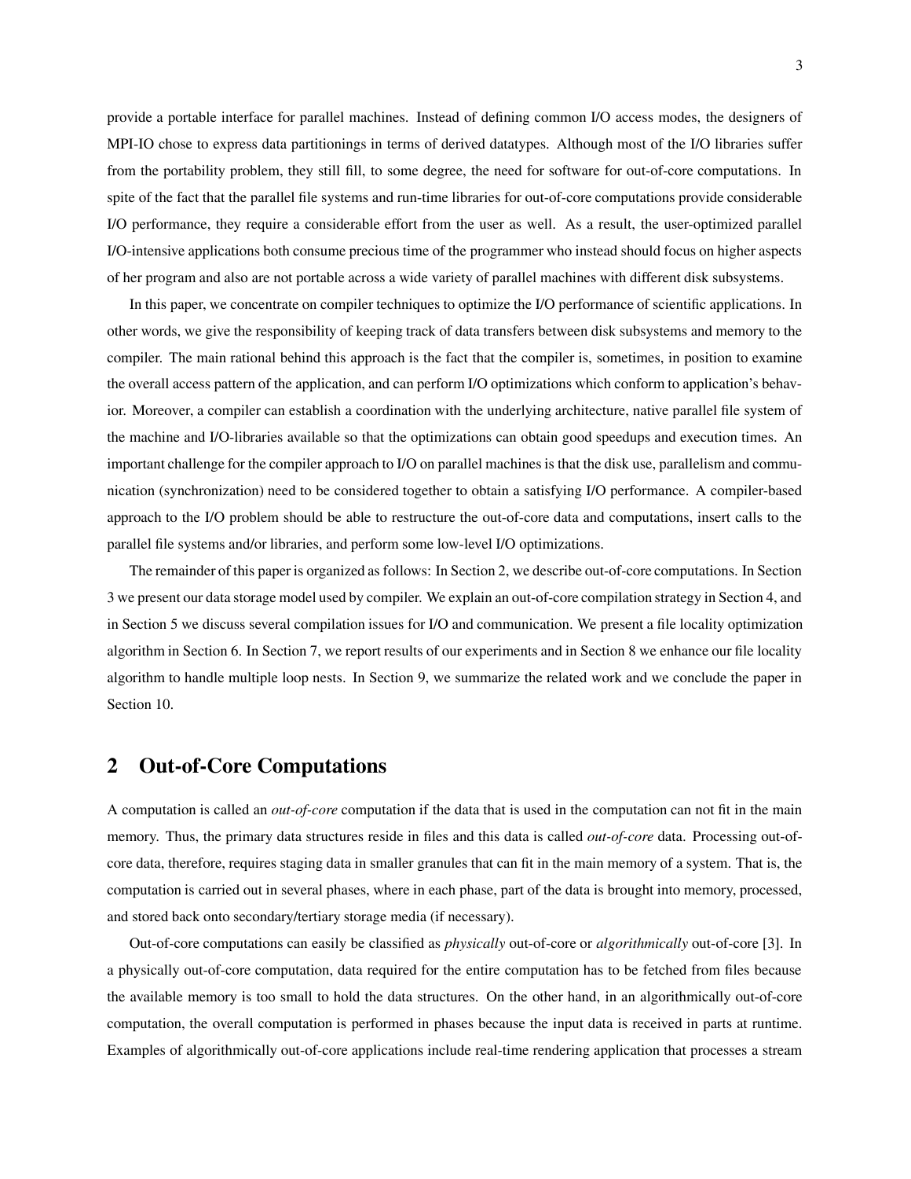provide a portable interface for parallel machines. Instead of defining common I/O access modes, the designers of MPI-IO chose to express data partitionings in terms of derived datatypes. Although most of the I/O libraries suffer from the portability problem, they still fill, to some degree, the need for software for out-of-core computations. In spite of the fact that the parallel file systems and run-time libraries for out-of-core computations provide considerable I/O performance, they require a considerable effort from the user as well. As a result, the user-optimized parallel I/O-intensive applications both consume precious time of the programmer who instead should focus on higher aspects of her program and also are not portable across a wide variety of parallel machines with different disk subsystems.

In this paper, we concentrate on compiler techniques to optimize the I/O performance of scientific applications. In other words, we give the responsibility of keeping track of data transfers between disk subsystems and memory to the compiler. The main rational behind this approach is the fact that the compiler is, sometimes, in position to examine the overall access pattern of the application, and can perform I/O optimizations which conform to application's behavior. Moreover, a compiler can establish a coordination with the underlying architecture, native parallel file system of the machine and I/O-libraries available so that the optimizations can obtain good speedups and execution times. An important challenge for the compiler approach to I/O on parallel machines is that the disk use, parallelism and communication (synchronization) need to be considered together to obtain a satisfying I/O performance. A compiler-based approach to the I/O problem should be able to restructure the out-of-core data and computations, insert calls to the parallel file systems and/or libraries, and perform some low-level I/O optimizations.

The remainder of this paper is organized as follows: In Section 2, we describe out-of-core computations. In Section 3 we present our data storage model used by compiler. We explain an out-of-core compilation strategy in Section 4, and in Section 5 we discuss several compilation issues for I/O and communication. We present a file locality optimization algorithm in Section 6. In Section 7, we report results of our experiments and in Section 8 we enhance our file locality algorithm to handle multiple loop nests. In Section 9, we summarize the related work and we conclude the paper in Section 10.

## 2 Out-of-Core Computations

A computation is called an *out-of-core* computation if the data that is used in the computation can not fit in the main memory. Thus, the primary data structures reside in files and this data is called *out-of-core* data. Processing out-of-core data, therefore, requires staging data in smaller granules that can fit in the main memory of a system. That is, the computation is carried out in several phases, where in each phase, part of the data is brought into memory, processed, and stored back onto secondary/tertiary storage media (if necessary).

Out-of-core computations can easily be classified as *physically* out-of-core or *algorithmically* out-of-core [3]. In a physically out-of-core computation, data required for the entire computation has to be fetched from files because the available memory is too small to hold the data structures. On the other hand, in an algorithmically out-of-core computation, the overall computation is performed in phases because the input data is received in parts at runtime. Examples of algorithmically out-of-core applications include real-time rendering application that processes a stream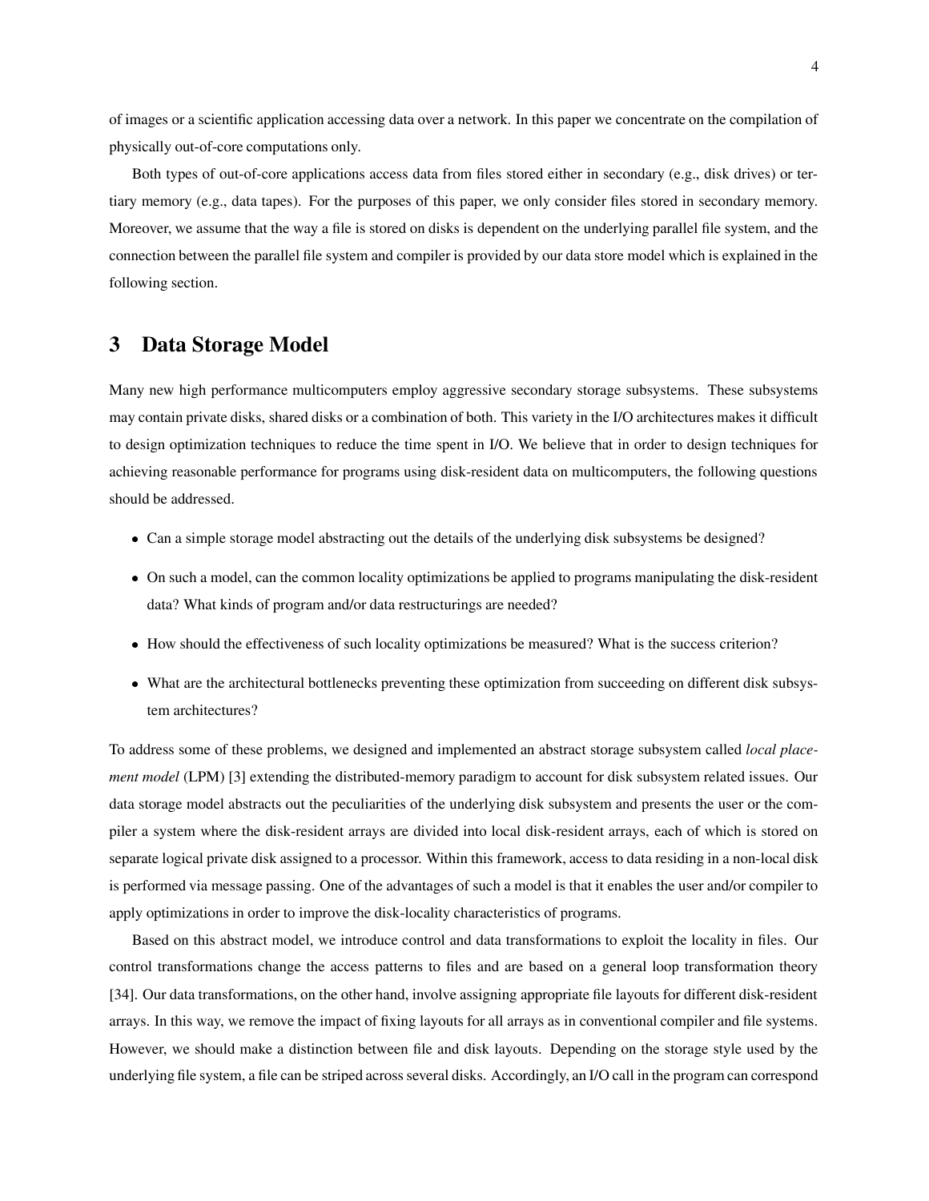of images or a scientific application accessing data over a network. In this paper we concentrate on the compilation of physically out-of-core computations only.

Both types of out-of-core applications access data from files stored either in secondary (e.g., disk drives) or tertiary memory (e.g., data tapes). For the purposes of this paper, we only consider files stored in secondary memory. Moreover, we assume that the way a file is stored on disks is dependent on the underlying parallel file system, and the connection between the parallel file system and compiler is provided by our data store model which is explained in the following section.

## 3 Data Storage Model

Many new high performance multicomputers employ aggressive secondary storage subsystems. These subsystems may contain private disks, shared disks or a combination of both. This variety in the I/O architectures makes it difficult to design optimization techniques to reduce the time spent in I/O. We believe that in order to design techniques for achieving reasonable performance for programs using disk-resident data on multicomputers, the following questions should be addressed.

- Can a simple storage model abstracting out the details of the underlying disk subsystems be designed?
- On such a model, can the common locality optimizations be applied to programs manipulating the disk-resident data? What kinds of program and/or data restructurings are needed?
- How should the effectiveness of such locality optimizations be measured? What is the success criterion?
- What are the architectural bottlenecks preventing these optimization from succeeding on different disk subsystem architectures?

To address some of these problems, we designed and implemented an abstract storage subsystem called *local placement model* (LPM) [3] extending the distributed-memory paradigm to account for disk subsystem related issues. Our data storage model abstracts out the peculiarities of the underlying disk subsystem and presents the user or the compiler a system where the disk-resident arrays are divided into local disk-resident arrays, each of which is stored on separate logical private disk assigned to a processor. Within this framework, access to data residing in a non-local disk is performed via message passing. One of the advantages of such a model is that it enables the user and/or compiler to apply optimizations in order to improve the disk-locality characteristics of programs.

Based on this abstract model, we introduce control and data transformations to exploit the locality in files. Our control transformations change the access patterns to files and are based on a general loop transformation theory [34]. Our data transformations, on the other hand, involve assigning appropriate file layouts for different disk-resident arrays. In this way, we remove the impact of fixing layouts for all arrays as in conventional compiler and file systems. However, we should make a distinction between file and disk layouts. Depending on the storage style used by the underlying file system, a file can be striped across several disks. Accordingly, an I/O call in the program can correspond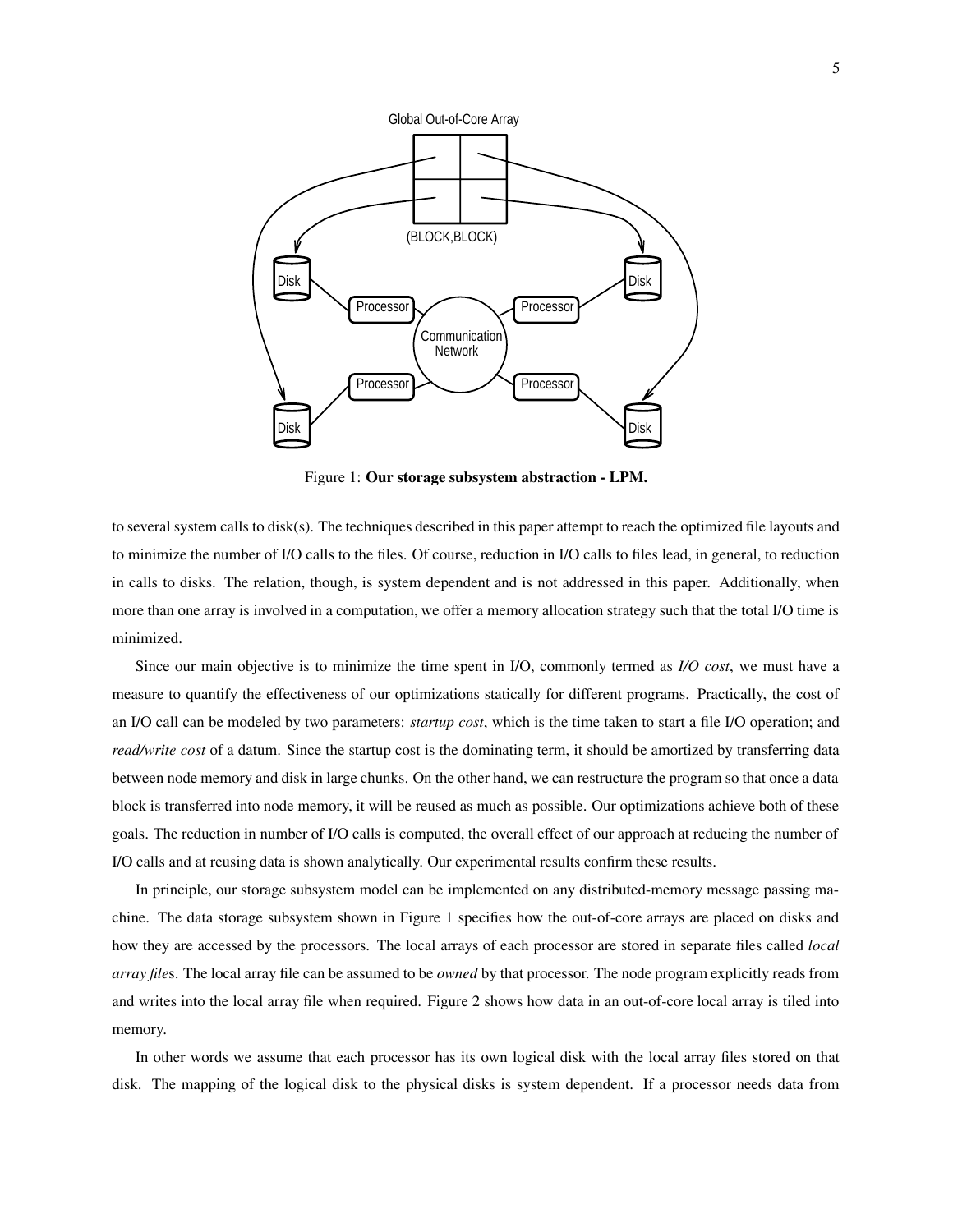Figure 1: **Our storage subsystem abstraction - LPM.**

to several system calls to disk(s). The techniques described in this paper attempt to reach the optimized file layouts and to minimize the number of I/O calls to the files. Of course, reduction in I/O calls to files lead, in general, to reduction in calls to disks. The relation, though, is system dependent and is not addressed in this paper. Additionally, when more than one array is involved in a computation, we offer a memory allocation strategy such that the total I/O time is minimized.

Since our main objective is to minimize the time spent in I/O, commonly termed as *I/O cost*, we must have a measure to quantify the effectiveness of our optimizations statically for different programs. Practically, the cost of an I/O call can be modeled by two parameters: *startup cost*, which is the time taken to start a file I/O operation; and *read/write cost* of a datum. Since the startup cost is the dominating term, it should be amortized by transferring data between node memory and disk in large chunks. On the other hand, we can restructure the program so that once a data block is transferred into node memory, it will be reused as much as possible. Our optimizations achieve both of these goals. The reduction in number of I/O calls is computed, the overall effect of our approach at reducing the number of I/O calls and at reusing data is shown analytically. Our experimental results confirm these results.

In principle, our storage subsystem model can be implemented on any distributed-memory message passing machine. The data storage subsystem shown in Figure 1 specifies how the out-of-core arrays are placed on disks and how they are accessed by the processors. The local arrays of each processor are stored in separate files called *local array file*s. The local array file can be assumed to be *owned* by that processor. The node program explicitly reads from and writes into the local array file when required. Figure 2 shows how data in an out-of-core local array is tiled into memory.

In other words we assume that each processor has its own logical disk with the local array files stored on that disk. The mapping of the logical disk to the physical disks is system dependent. If a processor needs data from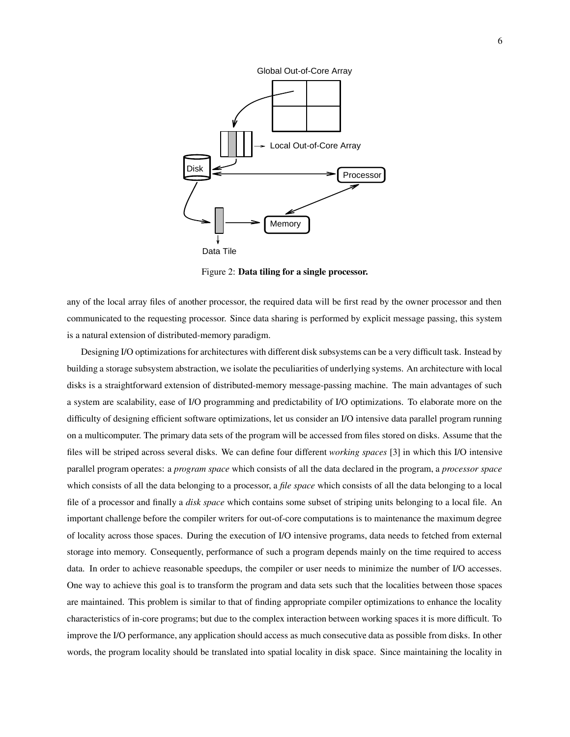Figure 2: **Data tiling for a single processor.**

any of the local array files of another processor, the required data will be first read by the owner processor and then communicated to the requesting processor. Since data sharing is performed by explicit message passing, this system is a natural extension of distributed-memory paradigm.

Designing I/O optimizations for architectures with different disk subsystems can be a very difficult task. Instead by building a storage subsystem abstraction, we isolate the peculiarities of underlying systems. An architecture with local disks is a straightforward extension of distributed-memory message-passing machine. The main advantages of such a system are scalability, ease of I/O programming and predictability of I/O optimizations. To elaborate more on the difficulty of designing efficient software optimizations, let us consider an I/O intensive data parallel program running on a multicomputer. The primary data sets of the program will be accessed from files stored on disks. Assume that the files will be striped across several disks. We can define four different *working spaces* [3] in which this I/O intensive parallel program operates: a *program space* which consists of all the data declared in the program, a *processor space* which consists of all the data belonging to a processor, a *file space* which consists of all the data belonging to a local file of a processor and finally a *disk space* which contains some subset of striping units belonging to a local file. An important challenge before the compiler writers for out-of-core computations is to maintenance the maximum degree of locality across those spaces. During the execution of I/O intensive programs, data needs to fetched from external storage into memory. Consequently, performance of such a program depends mainly on the time required to access data. In order to achieve reasonable speedups, the compiler or user needs to minimize the number of I/O accesses. One way to achieve this goal is to transform the program and data sets such that the localities between those spaces are maintained. This problem is similar to that of finding appropriate compiler optimizations to enhance the locality characteristics of in-core programs; but due to the complex interaction between working spaces it is more difficult. To improve the I/O performance, any application should access as much consecutive data as possible from disks. In other words, the program locality should be translated into spatial locality in disk space. Since maintaining the locality in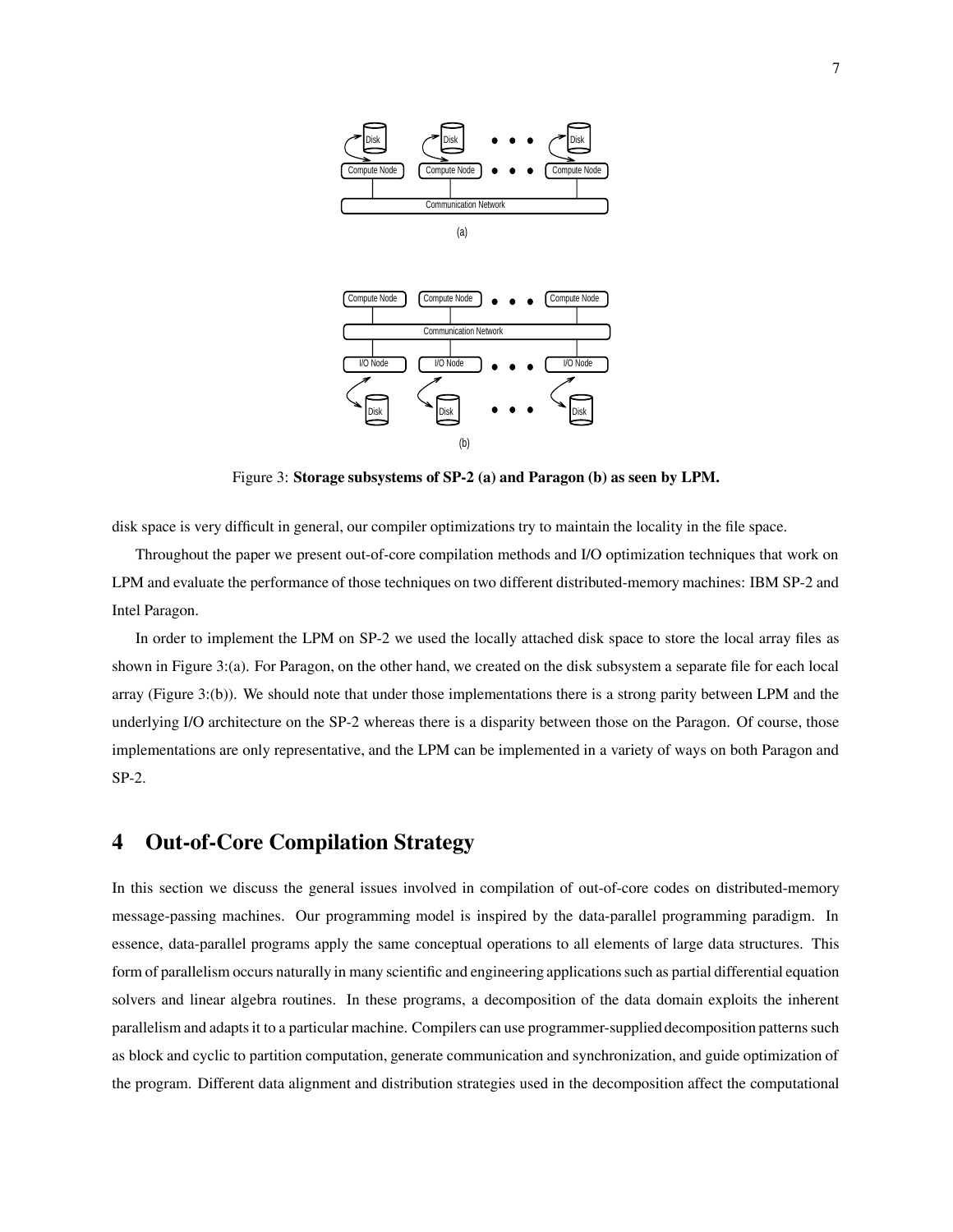Figure 3: **Storage subsystems of SP-2 (a) and Paragon (b) as seen by LPM.**

disk space is very difficult in general, our compiler optimizations try to maintain the locality in the file space.

Throughout the paper we present out-of-core compilation methods and I/O optimization techniques that work on LPM and evaluate the performance of those techniques on two different distributed-memory machines: IBM SP-2 and Intel Paragon.

In order to implement the LPM on SP-2 we used the locally attached disk space to store the local array files as shown in Figure 3:(a). For Paragon, on the other hand, we created on the disk subsystem a separate file for each local array (Figure 3:(b)). We should note that under those implementations there is a strong parity between LPM and the underlying I/O architecture on the SP-2 whereas there is a disparity between those on the Paragon. Of course, those implementations are only representative, and the LPM can be implemented in a variety of ways on both Paragon and SP-2.

## 4 Out-of-Core Compilation Strategy

In this section we discuss the general issues involved in compilation of out-of-core codes on distributed-memory message-passing machines. Our programming model is inspired by the data-parallel programming paradigm. In essence, data-parallel programs apply the same conceptual operations to all elements of large data structures. This form of parallelism occurs naturally in many scientific and engineering applications such as partial differential equation solvers and linear algebra routines. In these programs, a decomposition of the data domain exploits the inherent parallelism and adapts it to a particular machine. Compilers can use programmer-supplied decomposition patterns such as block and cyclic to partition computation, generate communication and synchronization, and guide optimization of the program. Different data alignment and distribution strategies used in the decomposition affect the computational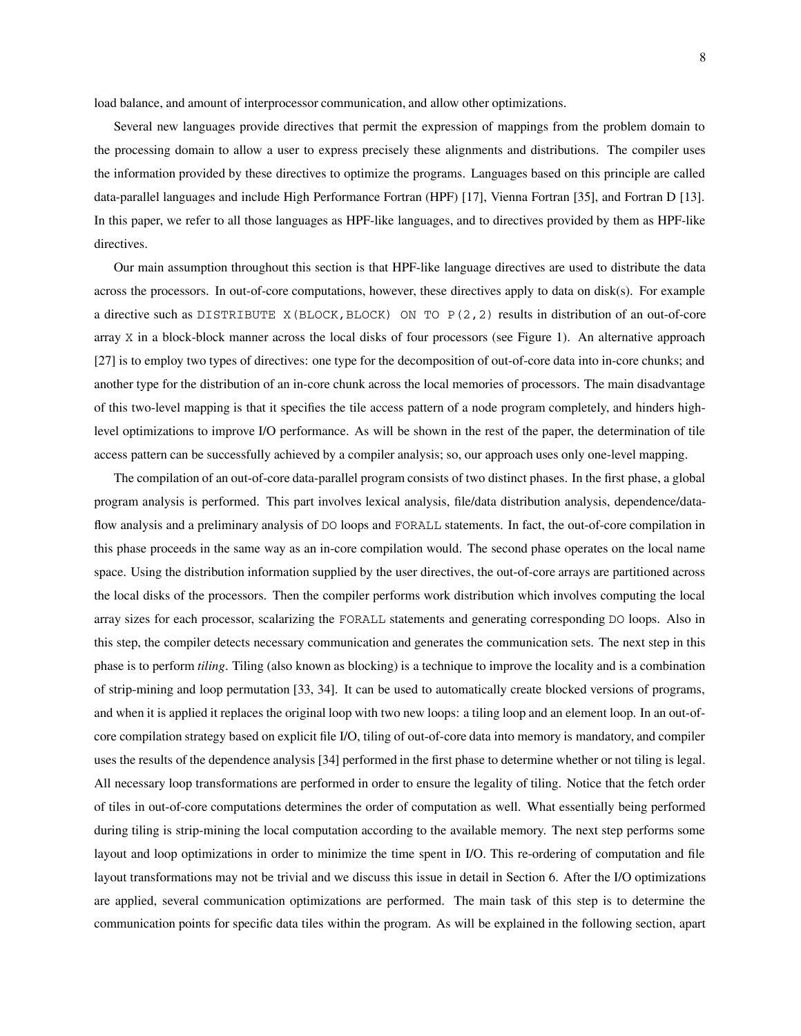load balance, and amount of interprocessor communication, and allow other optimizations.

Several new languages provide directives that permit the expression of mappings from the problem domain to the processing domain to allow a user to express precisely these alignments and distributions. The compiler uses the information provided by these directives to optimize the programs. Languages based on this principle are called data-parallel languages and include High Performance Fortran (HPF) [17], Vienna Fortran [35], and Fortran D [13]. In this paper, we refer to all those languages as HPF-like languages, and to directives provided by them as HPF-like directives.

Our main assumption throughout this section is that HPF-like language directives are used to distribute the data across the processors. In out-of-core computations, however, these directives apply to data on disk(s). For example a directive such as `DISTRIBUTE X(BLOCK,BLOCK) ON TO P(2,2)` results in distribution of an out-of-core array `X` in a block-block manner across the local disks of four processors (see Figure 1). An alternative approach [27] is to employ two types of directives: one type for the decomposition of out-of-core data into in-core chunks; and another type for the distribution of an in-core chunk across the local memories of processors. The main disadvantage of this two-level mapping is that it specifies the tile access pattern of a node program completely, and hinders high-level optimizations to improve I/O performance. As will be shown in the rest of the paper, the determination of tile access pattern can be successfully achieved by a compiler analysis; so, our approach uses only one-level mapping.

The compilation of an out-of-core data-parallel program consists of two distinct phases. In the first phase, a global program analysis is performed. This part involves lexical analysis, file/data distribution analysis, dependence/data-flow analysis and a preliminary analysis of `DO` loops and `FORALL` statements. In fact, the out-of-core compilation in this phase proceeds in the same way as an in-core compilation would. The second phase operates on the local name space. Using the distribution information supplied by the user directives, the out-of-core arrays are partitioned across the local disks of the processors. Then the compiler performs work distribution which involves computing the local array sizes for each processor, scalarizing the `FORALL` statements and generating corresponding `DO` loops. Also in this step, the compiler detects necessary communication and generates the communication sets. The next step in this phase is to perform *tiling*. Tiling (also known as blocking) is a technique to improve the locality and is a combination of strip-mining and loop permutation [33, 34]. It can be used to automatically create blocked versions of programs, and when it is applied it replaces the original loop with two new loops: a tiling loop and an element loop. In an out-of-core compilation strategy based on explicit file I/O, tiling of out-of-core data into memory is mandatory, and compiler uses the results of the dependence analysis [34] performed in the first phase to determine whether or not tiling is legal. All necessary loop transformations are performed in order to ensure the legality of tiling. Notice that the fetch order of tiles in out-of-core computations determines the order of computation as well. What essentially being performed during tiling is strip-mining the local computation according to the available memory. The next step performs some layout and loop optimizations in order to minimize the time spent in I/O. This re-ordering of computation and file layout transformations may not be trivial and we discuss this issue in detail in Section 6. After the I/O optimizations are applied, several communication optimizations are performed. The main task of this step is to determine the communication points for specific data tiles within the program. As will be explained in the following section, apart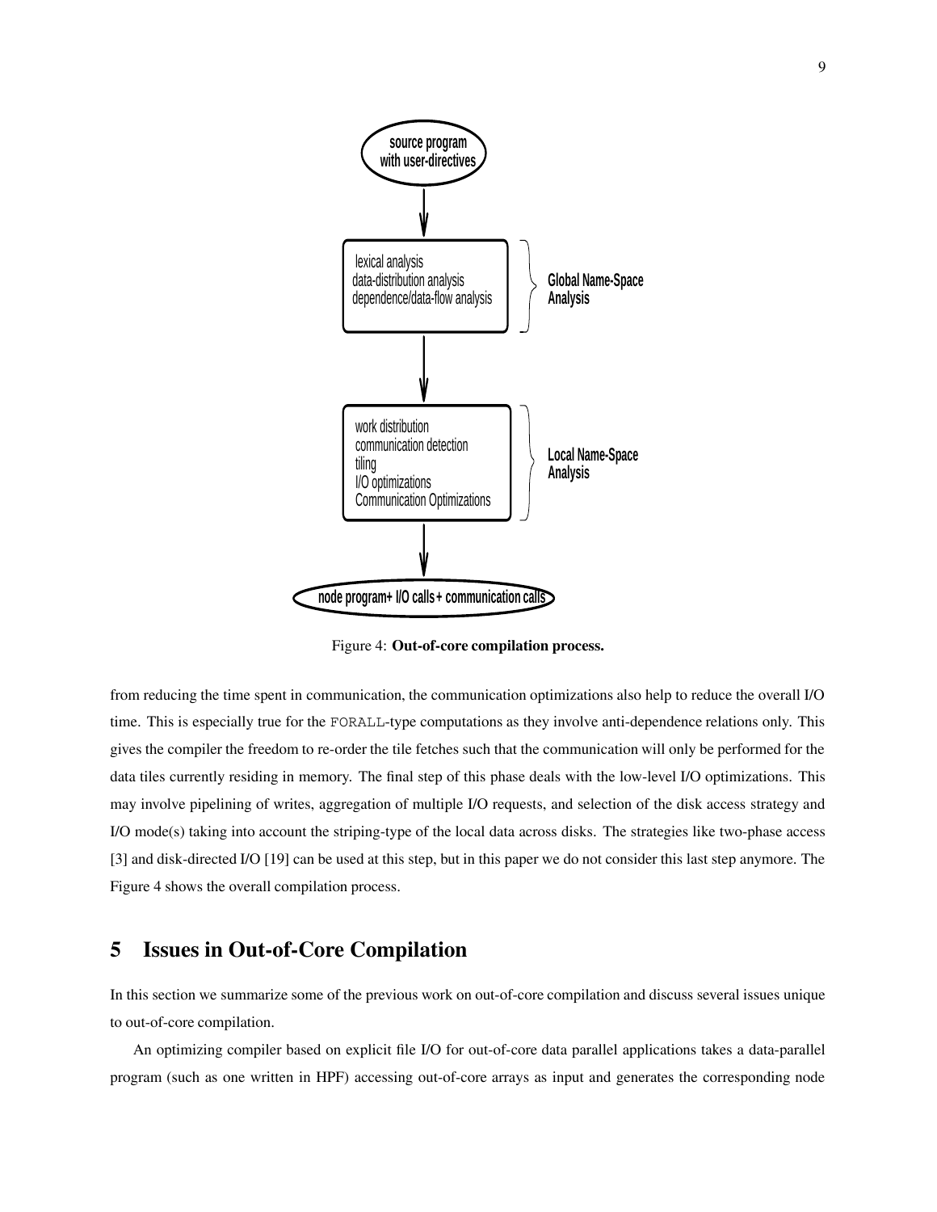source program with user-directives

lexical analysis
data-distribution analysis
dependence/data-flow analysis

Global Name-Space Analysis

work distribution
communication detection
tiling
I/O optimizations
Communication Optimizations

Local Name-Space Analysis

node program+ I/O calls + communication calls

Figure 4: **Out-of-core compilation process.**

from reducing the time spent in communication, the communication optimizations also help to reduce the overall I/O time. This is especially true for the `FORALL`-type computations as they involve anti-dependence relations only. This gives the compiler the freedom to re-order the tile fetches such that the communication will only be performed for the data tiles currently residing in memory. The final step of this phase deals with the low-level I/O optimizations. This may involve pipelining of writes, aggregation of multiple I/O requests, and selection of the disk access strategy and I/O mode(s) taking into account the striping-type of the local data across disks. The strategies like two-phase access [3] and disk-directed I/O [19] can be used at this step, but in this paper we do not consider this last step anymore. The Figure 4 shows the overall compilation process.

## 5 Issues in Out-of-Core Compilation

In this section we summarize some of the previous work on out-of-core compilation and discuss several issues unique to out-of-core compilation.

An optimizing compiler based on explicit file I/O for out-of-core data parallel applications takes a data-parallel program (such as one written in HPF) accessing out-of-core arrays as input and generates the corresponding node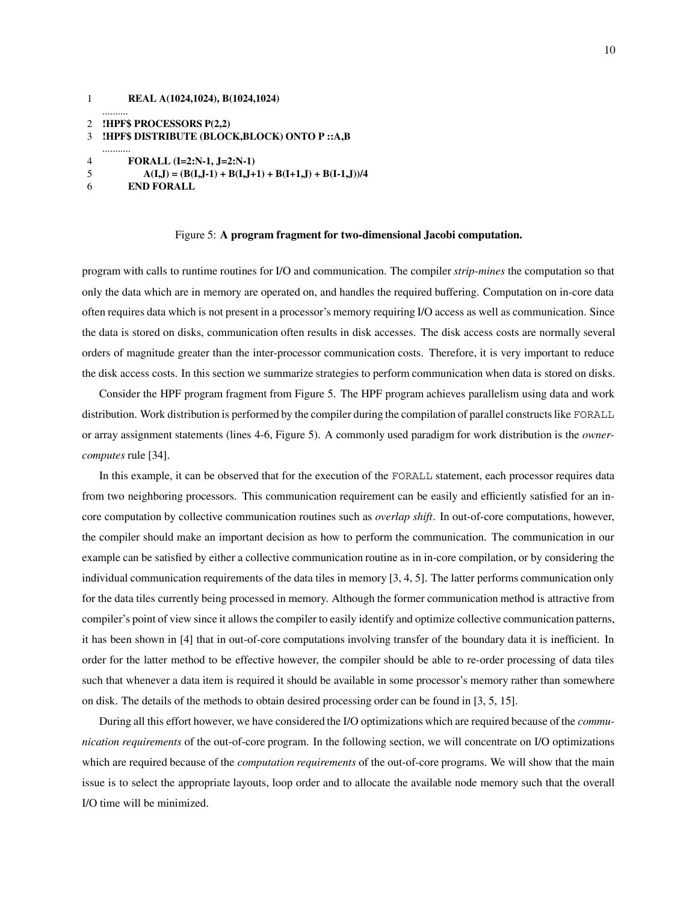```
1        REAL A(1024,1024), B(1024,1024)
   ..........
2  !HPF$ PROCESSORS P(2,2)
3  !HPF$ DISTRIBUTE (BLOCK,BLOCK) ONTO P ::A,B
   ...........
4        FORALL (I=2:N-1, J=2:N-1)
5           A(I,J) = (B(I,J-1) + B(I,J+1) + B(I+1,J) + B(I-1,J))/4
6        END FORALL
```

Figure 5: **A program fragment for two-dimensional Jacobi computation.**

program with calls to runtime routines for I/O and communication. The compiler *strip-mines* the computation so that only the data which are in memory are operated on, and handles the required buffering. Computation on in-core data often requires data which is not present in a processor's memory requiring I/O access as well as communication. Since the data is stored on disks, communication often results in disk accesses. The disk access costs are normally several orders of magnitude greater than the inter-processor communication costs. Therefore, it is very important to reduce the disk access costs. In this section we summarize strategies to perform communication when data is stored on disks.

Consider the HPF program fragment from Figure 5. The HPF program achieves parallelism using data and work distribution. Work distribution is performed by the compiler during the compilation of parallel constructs like `FORALL` or array assignment statements (lines 4-6, Figure 5). A commonly used paradigm for work distribution is the *owner-computes* rule [34].

In this example, it can be observed that for the execution of the `FORALL` statement, each processor requires data from two neighboring processors. This communication requirement can be easily and efficiently satisfied for an in-core computation by collective communication routines such as *overlap shift*. In out-of-core computations, however, the compiler should make an important decision as how to perform the communication. The communication in our example can be satisfied by either a collective communication routine as in in-core compilation, or by considering the individual communication requirements of the data tiles in memory [3, 4, 5]. The latter performs communication only for the data tiles currently being processed in memory. Although the former communication method is attractive from compiler's point of view since it allows the compiler to easily identify and optimize collective communication patterns, it has been shown in [4] that in out-of-core computations involving transfer of the boundary data it is inefficient. In order for the latter method to be effective however, the compiler should be able to re-order processing of data tiles such that whenever a data item is required it should be available in some processor's memory rather than somewhere on disk. The details of the methods to obtain desired processing order can be found in [3, 5, 15].

During all this effort however, we have considered the I/O optimizations which are required because of the *communication requirements* of the out-of-core program. In the following section, we will concentrate on I/O optimizations which are required because of the *computation requirements* of the out-of-core programs. We will show that the main issue is to select the appropriate layouts, loop order and to allocate the available node memory such that the overall I/O time will be minimized.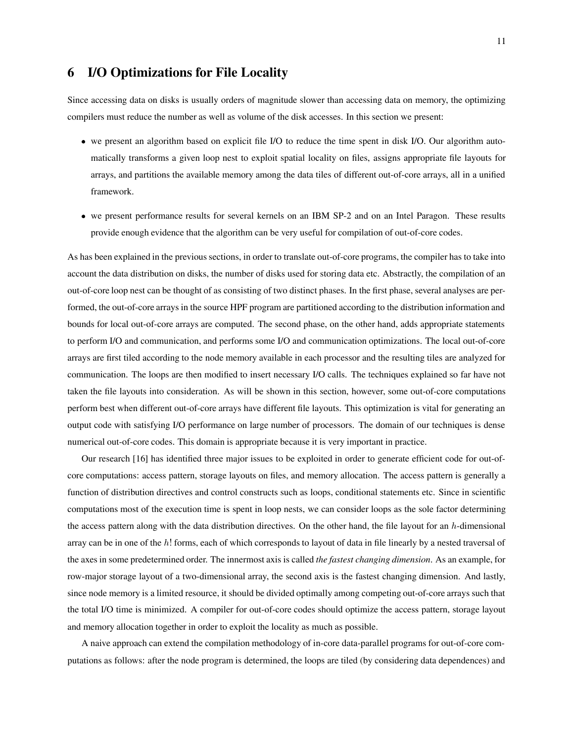# 6 I/O Optimizations for File Locality

Since accessing data on disks is usually orders of magnitude slower than accessing data on memory, the optimizing compilers must reduce the number as well as volume of the disk accesses. In this section we present:

- we present an algorithm based on explicit file I/O to reduce the time spent in disk I/O. Our algorithm automatically transforms a given loop nest to exploit spatial locality on files, assigns appropriate file layouts for arrays, and partitions the available memory among the data tiles of different out-of-core arrays, all in a unified framework.
- we present performance results for several kernels on an IBM SP-2 and on an Intel Paragon. These results provide enough evidence that the algorithm can be very useful for compilation of out-of-core codes.

As has been explained in the previous sections, in order to translate out-of-core programs, the compiler has to take into account the data distribution on disks, the number of disks used for storing data etc. Abstractly, the compilation of an out-of-core loop nest can be thought of as consisting of two distinct phases. In the first phase, several analyses are performed, the out-of-core arrays in the source HPF program are partitioned according to the distribution information and bounds for local out-of-core arrays are computed. The second phase, on the other hand, adds appropriate statements to perform I/O and communication, and performs some I/O and communication optimizations. The local out-of-core arrays are first tiled according to the node memory available in each processor and the resulting tiles are analyzed for communication. The loops are then modified to insert necessary I/O calls. The techniques explained so far have not taken the file layouts into consideration. As will be shown in this section, however, some out-of-core computations perform best when different out-of-core arrays have different file layouts. This optimization is vital for generating an output code with satisfying I/O performance on large number of processors. The domain of our techniques is dense numerical out-of-core codes. This domain is appropriate because it is very important in practice.

Our research [16] has identified three major issues to be exploited in order to generate efficient code for out-of-core computations: access pattern, storage layouts on files, and memory allocation. The access pattern is generally a function of distribution directives and control constructs such as loops, conditional statements etc. Since in scientific computations most of the execution time is spent in loop nests, we can consider loops as the sole factor determining the access pattern along with the data distribution directives. On the other hand, the file layout for an $h$-dimensional array can be in one of the $h!$ forms, each of which corresponds to layout of data in file linearly by a nested traversal of the axes in some predetermined order. The innermost axis is called *the fastest changing dimension*. As an example, for row-major storage layout of a two-dimensional array, the second axis is the fastest changing dimension. And lastly, since node memory is a limited resource, it should be divided optimally among competing out-of-core arrays such that the total I/O time is minimized. A compiler for out-of-core codes should optimize the access pattern, storage layout and memory allocation together in order to exploit the locality as much as possible.

A naive approach can extend the compilation methodology of in-core data-parallel programs for out-of-core computations as follows: after the node program is determined, the loops are tiled (by considering data dependences) and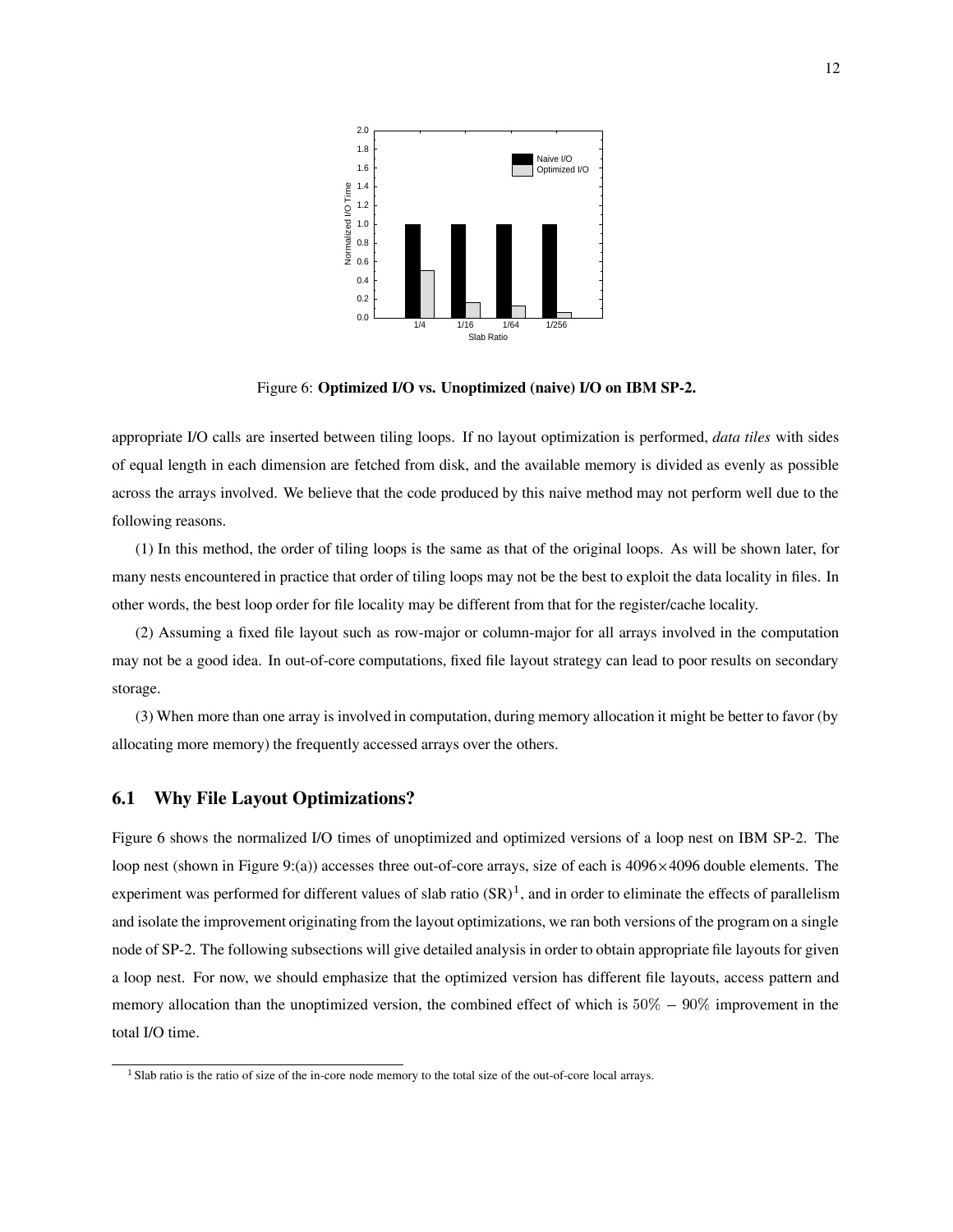Figure 6: **Optimized I/O vs. Unoptimized (naive) I/O on IBM SP-2.**

appropriate I/O calls are inserted between tiling loops. If no layout optimization is performed, *data tiles* with sides of equal length in each dimension are fetched from disk, and the available memory is divided as evenly as possible across the arrays involved. We believe that the code produced by this naive method may not perform well due to the following reasons.

(1) In this method, the order of tiling loops is the same as that of the original loops. As will be shown later, for many nests encountered in practice that order of tiling loops may not be the best to exploit the data locality in files. In other words, the best loop order for file locality may be different from that for the register/cache locality.

(2) Assuming a fixed file layout such as row-major or column-major for all arrays involved in the computation may not be a good idea. In out-of-core computations, fixed file layout strategy can lead to poor results on secondary storage.

(3) When more than one array is involved in computation, during memory allocation it might be better to favor (by allocating more memory) the frequently accessed arrays over the others.

## 6.1 Why File Layout Optimizations?

Figure 6 shows the normalized I/O times of unoptimized and optimized versions of a loop nest on IBM SP-2. The loop nest (shown in Figure 9:(a)) accesses three out-of-core arrays, size of each is $4096 \times 4096$ double elements. The experiment was performed for different values of slab ratio (SR)[1], and in order to eliminate the effects of parallelism and isolate the improvement originating from the layout optimizations, we ran both versions of the program on a single node of SP-2. The following subsections will give detailed analysis in order to obtain appropriate file layouts for given a loop nest. For now, we should emphasize that the optimized version has different file layouts, access pattern and memory allocation than the unoptimized version, the combined effect of which is $50\% - 90\%$ improvement in the total I/O time.

[1] Slab ratio is the ratio of size of the in-core node memory to the total size of the out-of-core local arrays.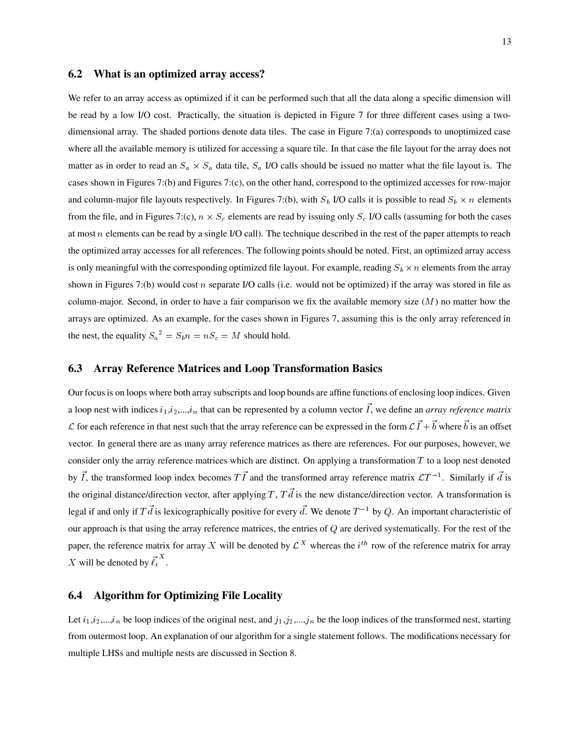### 6.2 What is an optimized array access?

We refer to an array access as optimized if it can be performed such that all the data along a specific dimension will be read by a low I/O cost. Practically, the situation is depicted in Figure 7 for three different cases using a two-dimensional array. The shaded portions denote data tiles. The case in Figure 7:(a) corresponds to unoptimized case where all the available memory is utilized for accessing a square tile. In that case the file layout for the array does not matter as in order to read an $S_a \times S_a$ data tile, $S_a$ I/O calls should be issued no matter what the file layout is. The cases shown in Figures 7:(b) and Figures 7:(c), on the other hand, correspond to the optimized accesses for row-major and column-major file layouts respectively. In Figures 7:(b), with $S_b$ I/O calls it is possible to read $S_b \times n$ elements from the file, and in Figures 7:(c), $n \times S_c$ elements are read by issuing only $S_c$ I/O calls (assuming for both the cases at most $n$ elements can be read by a single I/O call). The technique described in the rest of the paper attempts to reach the optimized array accesses for all references. The following points should be noted. First, an optimized array access is only meaningful with the corresponding optimized file layout. For example, reading $S_b \times n$ elements from the array shown in Figures 7:(b) would cost $n$ separate I/O calls (i.e. would not be optimized) if the array was stored in file as column-major. Second, in order to have a fair comparison we fix the available memory size ($M$) no matter how the arrays are optimized. As an example, for the cases shown in Figures 7, assuming this is the only array referenced in the nest, the equality ${S_a}^2 = S_b n = n S_c = M$ should hold.

### 6.3 Array Reference Matrices and Loop Transformation Basics

Our focus is on loops where both array subscripts and loop bounds are affine functions of enclosing loop indices. Given a loop nest with indices $i_1$,$i_2$,...,$i_n$ that can be represented by a column vector $\vec{I}$, we define an *array reference matrix* $\mathcal{L}$ for each reference in that nest such that the array reference can be expressed in the form $\mathcal{L}\,\vec{I} + \vec{b}$ where $\vec{b}$ is an offset vector. In general there are as many array reference matrices as there are references. For our purposes, however, we consider only the array reference matrices which are distinct. On applying a transformation $T$ to a loop nest denoted by $\vec{I}$, the transformed loop index becomes $T\,\vec{I}$ and the transformed array reference matrix $\mathcal{L}T^{-1}$. Similarly if $\vec{d}$ is the original distance/direction vector, after applying $T$, $T\,\vec{d}$ is the new distance/direction vector. A transformation is legal if and only if $T\,\vec{d}$ is lexicographically positive for every $\vec{d}$. We denote $T^{-1}$ by $Q$. An important characteristic of our approach is that using the array reference matrices, the entries of $Q$ are derived systematically. For the rest of the paper, the reference matrix for array $X$ will be denoted by $\mathcal{L}^X$ whereas the $i^{th}$ row of the reference matrix for array $X$ will be denoted by $\vec{\ell_i}^{\,X}$.

### 6.4 Algorithm for Optimizing File Locality

Let $i_1$,$i_2$,...,$i_n$ be loop indices of the original nest, and $j_1$,$j_2$,...,$j_n$ be the loop indices of the transformed nest, starting from outermost loop. An explanation of our algorithm for a single statement follows. The modifications necessary for multiple LHSs and multiple nests are discussed in Section 8.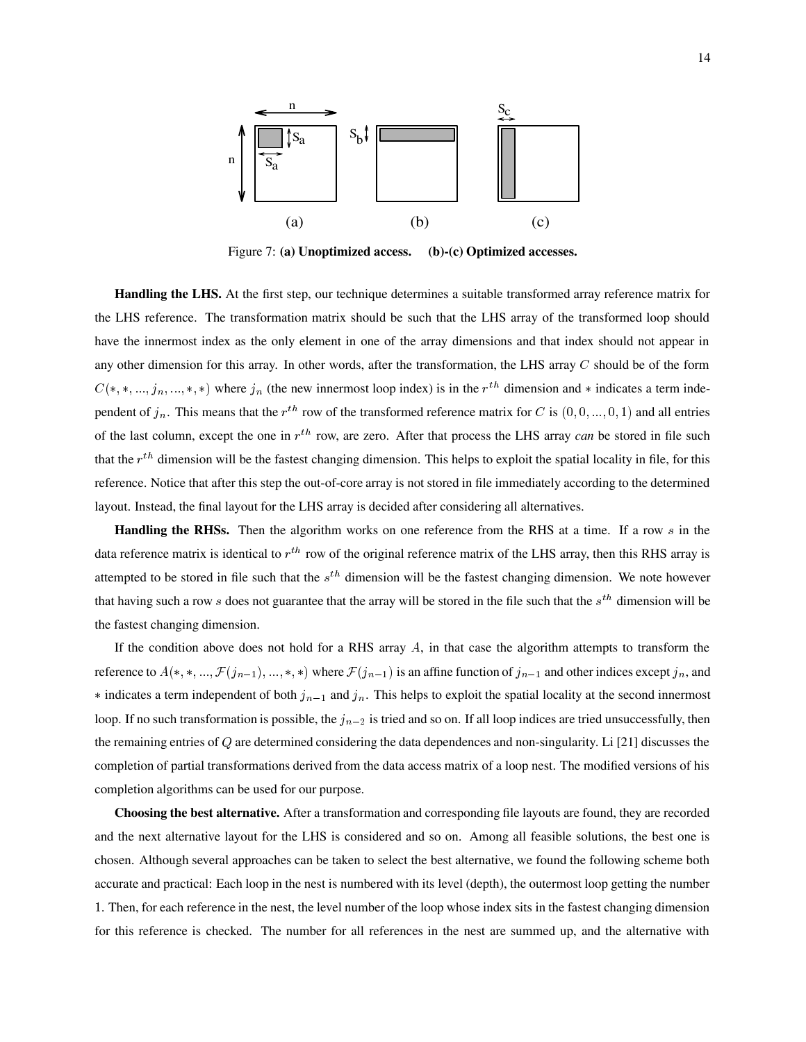Figure 7: **(a) Unoptimized access. (b)-(c) Optimized accesses.**

**Handling the LHS.** At the first step, our technique determines a suitable transformed array reference matrix for the LHS reference. The transformation matrix should be such that the LHS array of the transformed loop should have the innermost index as the only element in one of the array dimensions and that index should not appear in any other dimension for this array. In other words, after the transformation, the LHS array $C$ should be of the form $C(*, *, ..., j_n, ..., *, *)$ where $j_n$ (the new innermost loop index) is in the $r^{th}$ dimension and $*$ indicates a term independent of $j_n$. This means that the $r^{th}$ row of the transformed reference matrix for $C$ is $(0, 0, ..., 0, 1)$ and all entries of the last column, except the one in $r^{th}$ row, are zero. After that process the LHS array *can* be stored in file such that the $r^{th}$ dimension will be the fastest changing dimension. This helps to exploit the spatial locality in file, for this reference. Notice that after this step the out-of-core array is not stored in file immediately according to the determined layout. Instead, the final layout for the LHS array is decided after considering all alternatives.

**Handling the RHSs.** Then the algorithm works on one reference from the RHS at a time. If a row $s$ in the data reference matrix is identical to $r^{th}$ row of the original reference matrix of the LHS array, then this RHS array is attempted to be stored in file such that the $s^{th}$ dimension will be the fastest changing dimension. We note however that having such a row $s$ does not guarantee that the array will be stored in the file such that the $s^{th}$ dimension will be the fastest changing dimension.

If the condition above does not hold for a RHS array $A$, in that case the algorithm attempts to transform the reference to $A(*, *, ..., \mathcal{F}(j_{n-1}), ..., *, *)$ where $\mathcal{F}(j_{n-1})$ is an affine function of $j_{n-1}$ and other indices except $j_n$, and $*$ indicates a term independent of both $j_{n-1}$ and $j_n$. This helps to exploit the spatial locality at the second innermost loop. If no such transformation is possible, the $j_{n-2}$ is tried and so on. If all loop indices are tried unsuccessfully, then the remaining entries of $Q$ are determined considering the data dependences and non-singularity. Li [21] discusses the completion of partial transformations derived from the data access matrix of a loop nest. The modified versions of his completion algorithms can be used for our purpose.

**Choosing the best alternative.** After a transformation and corresponding file layouts are found, they are recorded and the next alternative layout for the LHS is considered and so on. Among all feasible solutions, the best one is chosen. Although several approaches can be taken to select the best alternative, we found the following scheme both accurate and practical: Each loop in the nest is numbered with its level (depth), the outermost loop getting the number 1. Then, for each reference in the nest, the level number of the loop whose index sits in the fastest changing dimension for this reference is checked. The number for all references in the nest are summed up, and the alternative with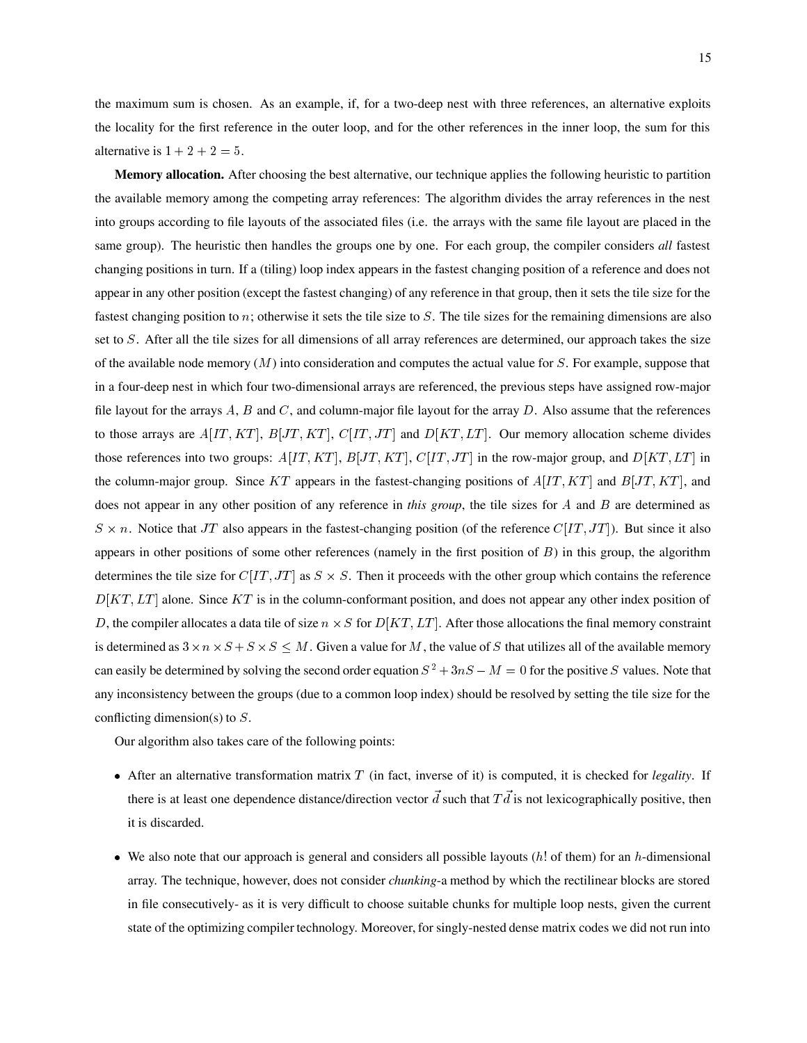the maximum sum is chosen. As an example, if, for a two-deep nest with three references, an alternative exploits the locality for the first reference in the outer loop, and for the other references in the inner loop, the sum for this alternative is $1 + 2 + 2 = 5$.

**Memory allocation.** After choosing the best alternative, our technique applies the following heuristic to partition the available memory among the competing array references: The algorithm divides the array references in the nest into groups according to file layouts of the associated files (i.e. the arrays with the same file layout are placed in the same group). The heuristic then handles the groups one by one. For each group, the compiler considers *all* fastest changing positions in turn. If a (tiling) loop index appears in the fastest changing position of a reference and does not appear in any other position (except the fastest changing) of any reference in that group, then it sets the tile size for the fastest changing position to $n$; otherwise it sets the tile size to $S$. The tile sizes for the remaining dimensions are also set to $S$. After all the tile sizes for all dimensions of all array references are determined, our approach takes the size of the available node memory ($M$) into consideration and computes the actual value for $S$. For example, suppose that in a four-deep nest in which four two-dimensional arrays are referenced, the previous steps have assigned row-major file layout for the arrays $A$, $B$ and $C$, and column-major file layout for the array $D$. Also assume that the references to those arrays are $A[IT, KT]$, $B[JT, KT]$, $C[IT, JT]$ and $D[KT, LT]$. Our memory allocation scheme divides those references into two groups: $A[IT, KT]$, $B[JT, KT]$, $C[IT, JT]$ in the row-major group, and $D[KT, LT]$ in the column-major group. Since $KT$ appears in the fastest-changing positions of $A[IT, KT]$ and $B[JT, KT]$, and does not appear in any other position of any reference in *this group*, the tile sizes for $A$ and $B$ are determined as $S \times n$. Notice that $JT$ also appears in the fastest-changing position (of the reference $C[IT, JT]$). But since it also appears in other positions of some other references (namely in the first position of $B$) in this group, the algorithm determines the tile size for $C[IT, JT]$ as $S \times S$. Then it proceeds with the other group which contains the reference $D[KT, LT]$ alone. Since $KT$ is in the column-conformant position, and does not appear any other index position of $D$, the compiler allocates a data tile of size $n \times S$ for $D[KT, LT]$. After those allocations the final memory constraint is determined as $3 \times n \times S + S \times S \leq M$. Given a value for $M$, the value of $S$ that utilizes all of the available memory can easily be determined by solving the second order equation $S^2 + 3nS - M = 0$ for the positive $S$ values. Note that any inconsistency between the groups (due to a common loop index) should be resolved by setting the tile size for the conflicting dimension(s) to $S$.

Our algorithm also takes care of the following points:

- After an alternative transformation matrix $T$ (in fact, inverse of it) is computed, it is checked for *legality*. If there is at least one dependence distance/direction vector $\vec{d}$ such that $T\vec{d}$ is not lexicographically positive, then it is discarded.

- We also note that our approach is general and considers all possible layouts ($h!$ of them) for an $h$-dimensional array. The technique, however, does not consider *chunking*-a method by which the rectilinear blocks are stored in file consecutively- as it is very difficult to choose suitable chunks for multiple loop nests, given the current state of the optimizing compiler technology. Moreover, for singly-nested dense matrix codes we did not run into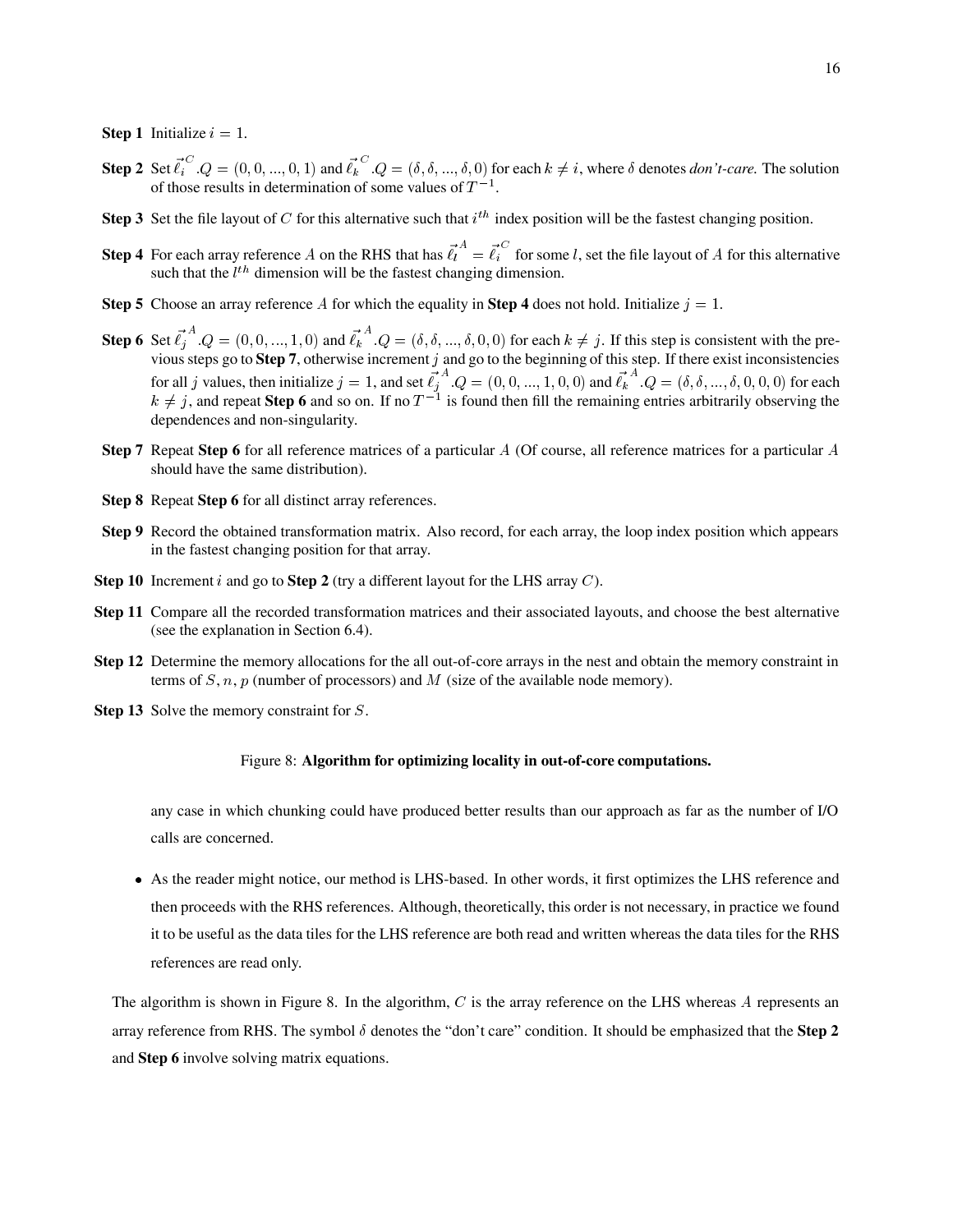**Step 1** Initialize $i = 1$.

**Step 2** Set $\vec{\ell}_i^{\,C}.Q = (0, 0, ..., 0, 1)$ and $\vec{\ell}_k^{\,C}.Q = (\delta, \delta, ..., \delta, 0)$ for each $k \neq i$, where $\delta$ denotes *don't-care.* The solution of those results in determination of some values of $T^{-1}$.

**Step 3** Set the file layout of $C$ for this alternative such that $i^{th}$ index position will be the fastest changing position.

**Step 4** For each array reference $A$ on the RHS that has $\vec{\ell}_l^{\,A} = \vec{\ell}_i^{\,C}$ for some $l$, set the file layout of $A$ for this alternative such that the $l^{th}$ dimension will be the fastest changing dimension.

**Step 5** Choose an array reference $A$ for which the equality in **Step 4** does not hold. Initialize $j = 1$.

**Step 6** Set $\vec{\ell}_j^{\,A}.Q = (0, 0, ..., 1, 0)$ and $\vec{\ell}_k^{\,A}.Q = (\delta, \delta, ..., \delta, 0, 0)$ for each $k \neq j$. If this step is consistent with the previous steps go to **Step 7**, otherwise increment $j$ and go to the beginning of this step. If there exist inconsistencies for all $j$ values, then initialize $j = 1$, and set $\vec{\ell}_j^{\,A}.Q = (0, 0, ..., 1, 0, 0)$ and $\vec{\ell}_k^{\,A}.Q = (\delta, \delta, ..., \delta, 0, 0, 0)$ for each $k \neq j$, and repeat **Step 6** and so on. If no $T^{-1}$ is found then fill the remaining entries arbitrarily observing the dependences and non-singularity.

**Step 7** Repeat **Step 6** for all reference matrices of a particular $A$ (Of course, all reference matrices for a particular $A$ should have the same distribution).

**Step 8** Repeat **Step 6** for all distinct array references.

**Step 9** Record the obtained transformation matrix. Also record, for each array, the loop index position which appears in the fastest changing position for that array.

**Step 10** Increment $i$ and go to **Step 2** (try a different layout for the LHS array $C$).

**Step 11** Compare all the recorded transformation matrices and their associated layouts, and choose the best alternative (see the explanation in Section 6.4).

**Step 12** Determine the memory allocations for the all out-of-core arrays in the nest and obtain the memory constraint in terms of $S, n, p$ (number of processors) and $M$ (size of the available node memory).

**Step 13** Solve the memory constraint for $S$.

Figure 8: **Algorithm for optimizing locality in out-of-core computations.**

any case in which chunking could have produced better results than our approach as far as the number of I/O calls are concerned.

- As the reader might notice, our method is LHS-based. In other words, it first optimizes the LHS reference and then proceeds with the RHS references. Although, theoretically, this order is not necessary, in practice we found it to be useful as the data tiles for the LHS reference are both read and written whereas the data tiles for the RHS references are read only.

The algorithm is shown in Figure 8. In the algorithm, $C$ is the array reference on the LHS whereas $A$ represents an array reference from RHS. The symbol $\delta$ denotes the "don't care" condition. It should be emphasized that the **Step 2** and **Step 6** involve solving matrix equations.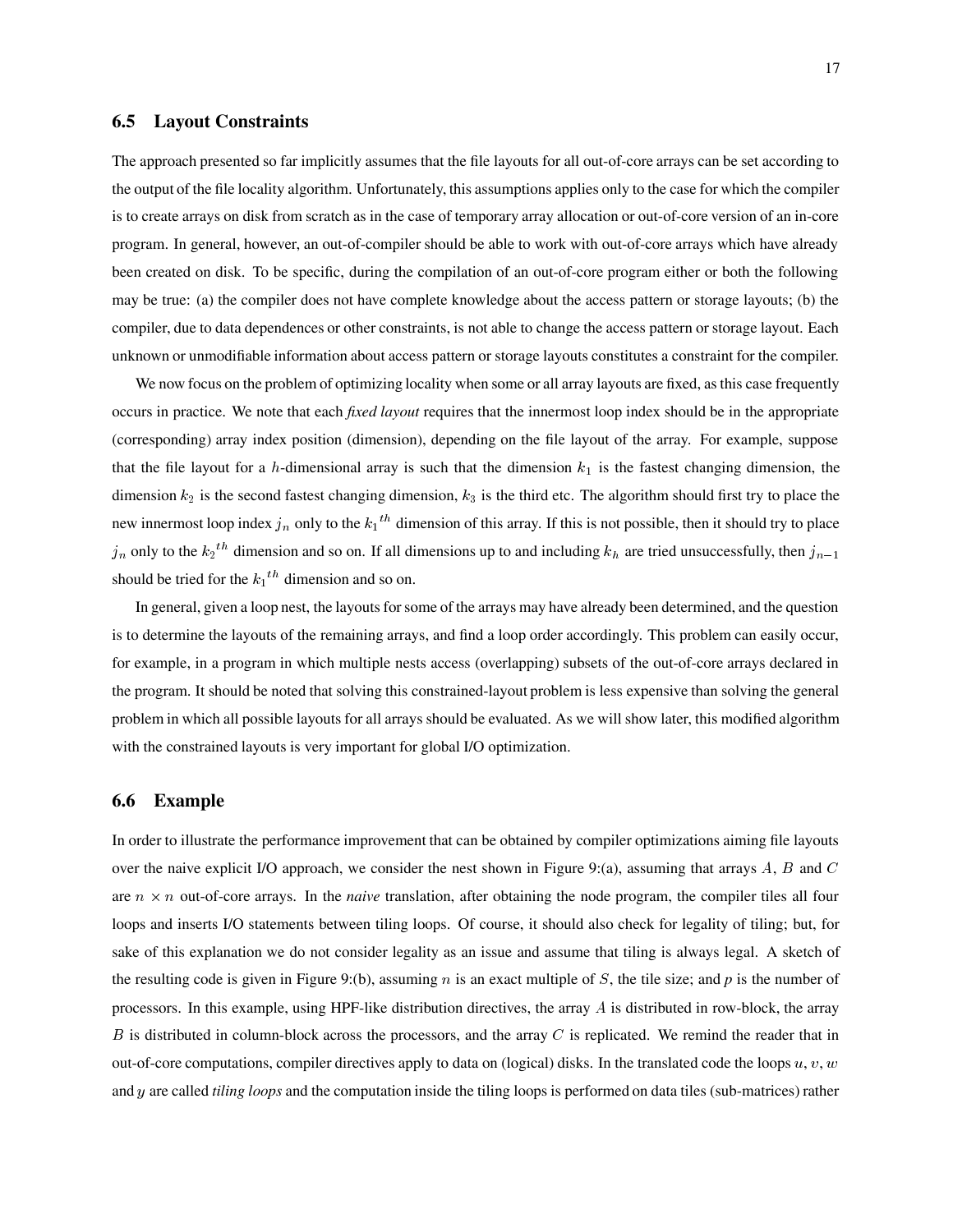### 6.5 Layout Constraints

The approach presented so far implicitly assumes that the file layouts for all out-of-core arrays can be set according to the output of the file locality algorithm. Unfortunately, this assumptions applies only to the case for which the compiler is to create arrays on disk from scratch as in the case of temporary array allocation or out-of-core version of an in-core program. In general, however, an out-of-compiler should be able to work with out-of-core arrays which have already been created on disk. To be specific, during the compilation of an out-of-core program either or both the following may be true: (a) the compiler does not have complete knowledge about the access pattern or storage layouts; (b) the compiler, due to data dependences or other constraints, is not able to change the access pattern or storage layout. Each unknown or unmodifiable information about access pattern or storage layouts constitutes a constraint for the compiler.

We now focus on the problem of optimizing locality when some or all array layouts are fixed, as this case frequently occurs in practice. We note that each *fixed layout* requires that the innermost loop index should be in the appropriate (corresponding) array index position (dimension), depending on the file layout of the array. For example, suppose that the file layout for a $h$-dimensional array is such that the dimension $k_1$ is the fastest changing dimension, the dimension $k_2$ is the second fastest changing dimension, $k_3$ is the third etc. The algorithm should first try to place the new innermost loop index $j_n$ only to the ${k_1}^{th}$ dimension of this array. If this is not possible, then it should try to place $j_n$ only to the ${k_2}^{th}$ dimension and so on. If all dimensions up to and including $k_h$ are tried unsuccessfully, then $j_{n-1}$ should be tried for the ${k_1}^{th}$ dimension and so on.

In general, given a loop nest, the layouts for some of the arrays may have already been determined, and the question is to determine the layouts of the remaining arrays, and find a loop order accordingly. This problem can easily occur, for example, in a program in which multiple nests access (overlapping) subsets of the out-of-core arrays declared in the program. It should be noted that solving this constrained-layout problem is less expensive than solving the general problem in which all possible layouts for all arrays should be evaluated. As we will show later, this modified algorithm with the constrained layouts is very important for global I/O optimization.

### 6.6 Example

In order to illustrate the performance improvement that can be obtained by compiler optimizations aiming file layouts over the naive explicit I/O approach, we consider the nest shown in Figure 9:(a), assuming that arrays $A$, $B$ and $C$ are $n \times n$ out-of-core arrays. In the *naive* translation, after obtaining the node program, the compiler tiles all four loops and inserts I/O statements between tiling loops. Of course, it should also check for legality of tiling; but, for sake of this explanation we do not consider legality as an issue and assume that tiling is always legal. A sketch of the resulting code is given in Figure 9:(b), assuming $n$ is an exact multiple of $S$, the tile size; and $p$ is the number of processors. In this example, using HPF-like distribution directives, the array $A$ is distributed in row-block, the array $B$ is distributed in column-block across the processors, and the array $C$ is replicated. We remind the reader that in out-of-core computations, compiler directives apply to data on (logical) disks. In the translated code the loops $u$, $v$, $w$ and $y$ are called *tiling loops* and the computation inside the tiling loops is performed on data tiles (sub-matrices) rather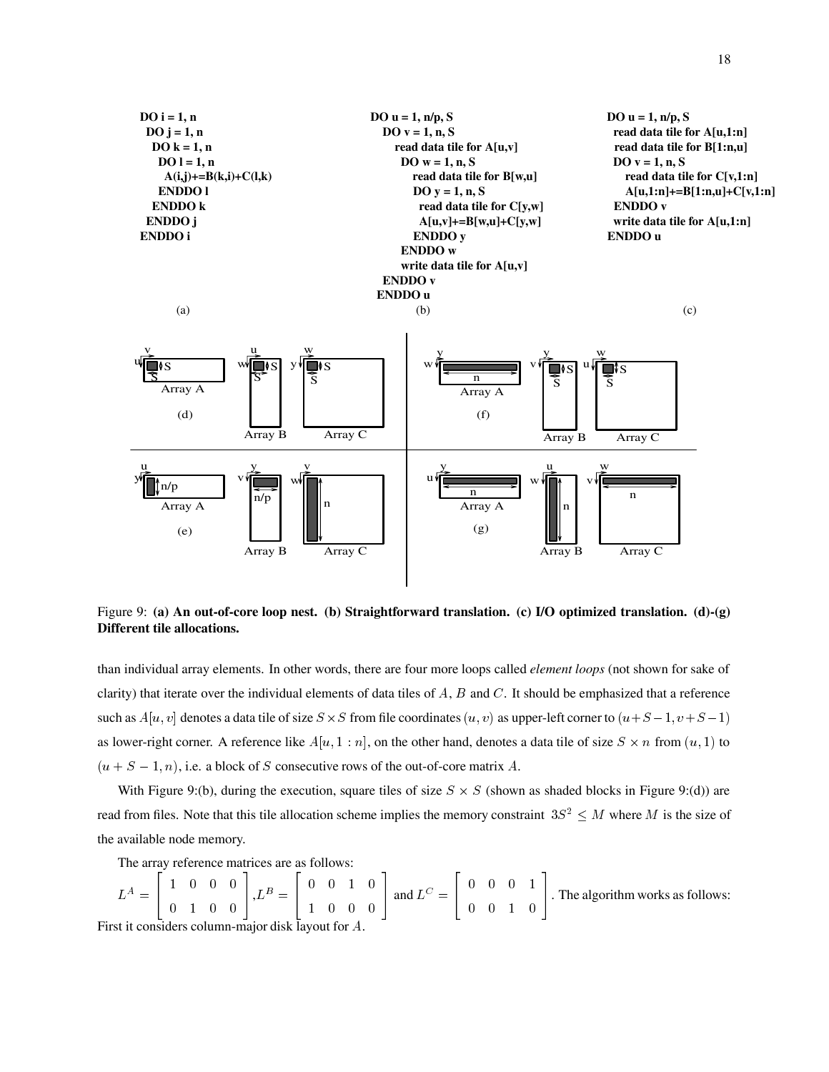```
DO i = 1, n
 DO j = 1, n
  DO k = 1, n
   DO l = 1, n
    A(i,j)+=B(k,i)+C(l,k)
   ENDDO l
  ENDDO k
 ENDDO j
ENDDO i
```

(a)

```
DO u = 1, n/p, S
  DO v = 1, n, S
    read data tile for A[u,v]
    DO w = 1, n, S
      read data tile for B[w,u]
      DO y = 1, n, S
        read data tile for C[y,w]
        A[u,v]+=B[w,u]+C[y,w]
      ENDDO y
    ENDDO w
    write data tile for A[u,v]
  ENDDO v
ENDDO u
```

(b)

```
DO u = 1, n/p, S
  read data tile for A[u,1:n]
  read data tile for B[1:n,u]
  DO v = 1, n, S
    read data tile for C[v,1:n]
    A[u,1:n]+=B[1:n,u]+C[v,1:n]
  ENDDO v
  write data tile for A[u,1:n]
ENDDO u
```

(c)

Figure 9: **(a) An out-of-core loop nest. (b) Straightforward translation. (c) I/O optimized translation. (d)-(g) Different tile allocations.**

than individual array elements. In other words, there are four more loops called *element loops* (not shown for sake of clarity) that iterate over the individual elements of data tiles of $A$, $B$ and $C$. It should be emphasized that a reference such as $A[u, v]$ denotes a data tile of size $S \times S$ from file coordinates $(u, v)$ as upper-left corner to $(u+S-1, v+S-1)$ as lower-right corner. A reference like $A[u, 1:n]$, on the other hand, denotes a data tile of size $S \times n$ from $(u, 1)$ to $(u + S - 1, n)$, i.e. a block of $S$ consecutive rows of the out-of-core matrix $A$.

With Figure 9:(b), during the execution, square tiles of size $S \times S$ (shown as shaded blocks in Figure 9:(d)) are read from files. Note that this tile allocation scheme implies the memory constraint $3S^2 \le M$ where $M$ is the size of the available node memory.

The array reference matrices are as follows:
$L^A = \begin{bmatrix} 1 & 0 & 0 & 0 \\ 0 & 1 & 0 & 0 \end{bmatrix}$, $L^B = \begin{bmatrix} 0 & 0 & 1 & 0 \\ 1 & 0 & 0 & 0 \end{bmatrix}$ and $L^C = \begin{bmatrix} 0 & 0 & 0 & 1 \\ 0 & 0 & 1 & 0 \end{bmatrix}$. The algorithm works as follows: First it considers column-major disk layout for $A$.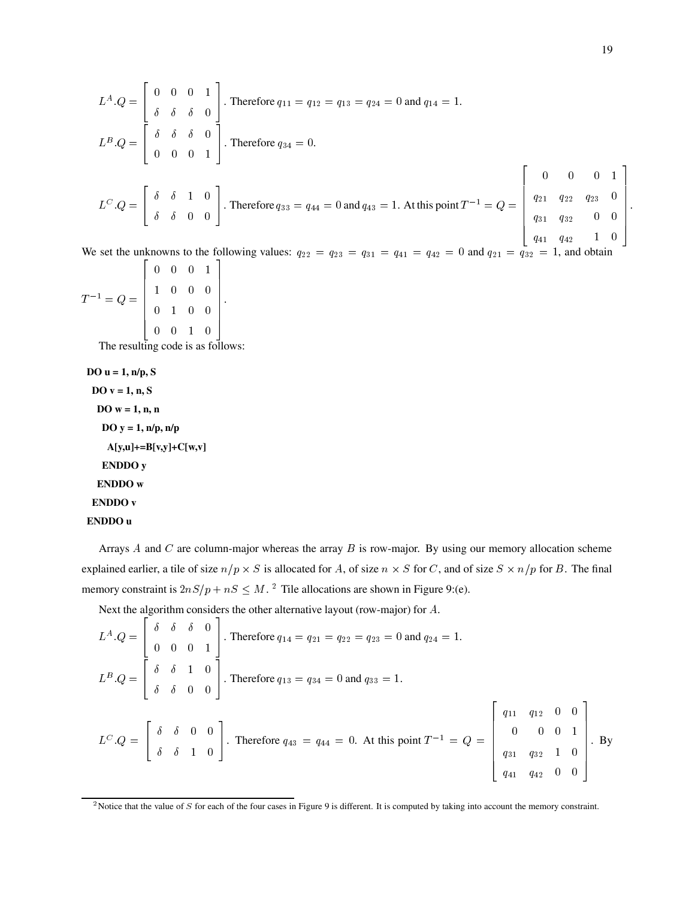$L^A.Q = \begin{bmatrix} 0 & 0 & 0 & 1 \\ \delta & \delta & \delta & 0 \end{bmatrix}$. Therefore $q_{11} = q_{12} = q_{13} = q_{24} = 0$ and $q_{14} = 1$.

$L^B.Q = \begin{bmatrix} \delta & \delta & \delta & 0 \\ 0 & 0 & 0 & 1 \end{bmatrix}$. Therefore $q_{34} = 0$.

$L^C.Q = \begin{bmatrix} \delta & \delta & 1 & 0 \\ \delta & \delta & 0 & 0 \end{bmatrix}$. Therefore $q_{33} = q_{44} = 0$ and $q_{43} = 1$. At this point $T^{-1} = Q = \begin{bmatrix} 0 & 0 & 0 & 1 \\ q_{21} & q_{22} & q_{23} & 0 \\ q_{31} & q_{32} & 0 & 0 \\ q_{41} & q_{42} & 1 & 0 \end{bmatrix}$.

We set the unknowns to the following values: $q_{22} = q_{23} = q_{31} = q_{41} = q_{42} = 0$ and $q_{21} = q_{32} = 1$, and obtain

$$T^{-1} = Q = \begin{bmatrix} 0 & 0 & 0 & 1 \\ 1 & 0 & 0 & 0 \\ 0 & 1 & 0 & 0 \\ 0 & 0 & 1 & 0 \end{bmatrix}.$$

The resulting code is as follows:

```
DO u = 1, n/p, S
 DO v = 1, n, S
  DO w = 1, n, n
   DO y = 1, n/p, n/p
    A[y,u]+=B[v,y]+C[w,v]
   ENDDO y
  ENDDO w
 ENDDO v
ENDDO u
```

Arrays $A$ and $C$ are column-major whereas the array $B$ is row-major. By using our memory allocation scheme explained earlier, a tile of size $n/p \times S$ is allocated for $A$, of size $n \times S$ for $C$, and of size $S \times n/p$ for $B$. The final memory constraint is $2nS/p + nS \leq M$. [2] Tile allocations are shown in Figure 9:(e).

Next the algorithm considers the other alternative layout (row-major) for $A$.

$L^A.Q = \begin{bmatrix} \delta & \delta & \delta & 0 \\ 0 & 0 & 0 & 1 \end{bmatrix}$. Therefore $q_{14} = q_{21} = q_{22} = q_{23} = 0$ and $q_{24} = 1$.

$L^B.Q = \begin{bmatrix} \delta & \delta & 1 & 0 \\ \delta & \delta & 0 & 0 \end{bmatrix}$. Therefore $q_{13} = q_{34} = 0$ and $q_{33} = 1$.

$L^C.Q = \begin{bmatrix} \delta & \delta & 0 & 0 \\ \delta & \delta & 1 & 0 \end{bmatrix}$. Therefore $q_{43} = q_{44} = 0$. At this point $T^{-1} = Q = \begin{bmatrix} q_{11} & q_{12} & 0 & 0 \\ 0 & 0 & 0 & 1 \\ q_{31} & q_{32} & 1 & 0 \\ q_{41} & q_{42} & 0 & 0 \end{bmatrix}$. By

---

[2] Notice that the value of $S$ for each of the four cases in Figure 9 is different. It is computed by taking into account the memory constraint.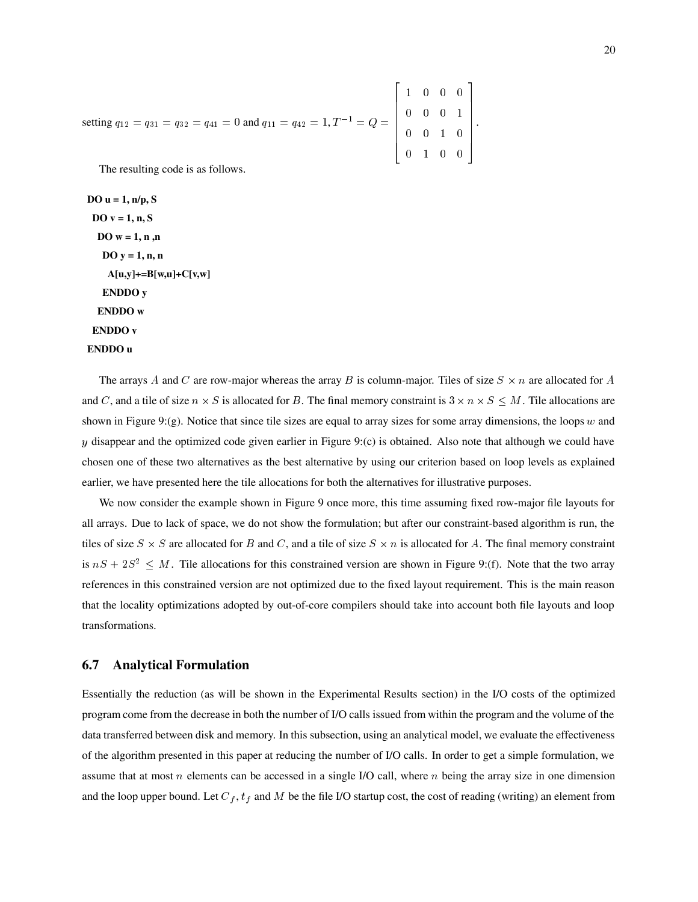setting $q_{12} = q_{31} = q_{32} = q_{41} = 0$ and $q_{11} = q_{42} = 1, T^{-1} = Q = \begin{bmatrix} 1 & 0 & 0 & 0 \\ 0 & 0 & 0 & 1 \\ 0 & 0 & 1 & 0 \\ 0 & 1 & 0 & 0 \end{bmatrix}$.

The resulting code is as follows.

```
DO u = 1, n/p, S
 DO v = 1, n, S
  DO w = 1, n ,n
   DO y = 1, n, n
    A[u,y]+=B[w,u]+C[v,w]
   ENDDO y
  ENDDO w
 ENDDO v
ENDDO u
```

The arrays $A$ and $C$ are row-major whereas the array $B$ is column-major. Tiles of size $S \times n$ are allocated for $A$ and $C$, and a tile of size $n \times S$ is allocated for $B$. The final memory constraint is $3 \times n \times S \leq M$. Tile allocations are shown in Figure 9:(g). Notice that since tile sizes are equal to array sizes for some array dimensions, the loops $w$ and $y$ disappear and the optimized code given earlier in Figure 9:(c) is obtained. Also note that although we could have chosen one of these two alternatives as the best alternative by using our criterion based on loop levels as explained earlier, we have presented here the tile allocations for both the alternatives for illustrative purposes.

We now consider the example shown in Figure 9 once more, this time assuming fixed row-major file layouts for all arrays. Due to lack of space, we do not show the formulation; but after our constraint-based algorithm is run, the tiles of size $S \times S$ are allocated for $B$ and $C$, and a tile of size $S \times n$ is allocated for $A$. The final memory constraint is $nS + 2S^2 \leq M$. Tile allocations for this constrained version are shown in Figure 9:(f). Note that the two array references in this constrained version are not optimized due to the fixed layout requirement. This is the main reason that the locality optimizations adopted by out-of-core compilers should take into account both file layouts and loop transformations.

## 6.7 Analytical Formulation

Essentially the reduction (as will be shown in the Experimental Results section) in the I/O costs of the optimized program come from the decrease in both the number of I/O calls issued from within the program and the volume of the data transferred between disk and memory. In this subsection, using an analytical model, we evaluate the effectiveness of the algorithm presented in this paper at reducing the number of I/O calls. In order to get a simple formulation, we assume that at most $n$ elements can be accessed in a single I/O call, where $n$ being the array size in one dimension and the loop upper bound. Let $C_f$, $t_f$ and $M$ be the file I/O startup cost, the cost of reading (writing) an element from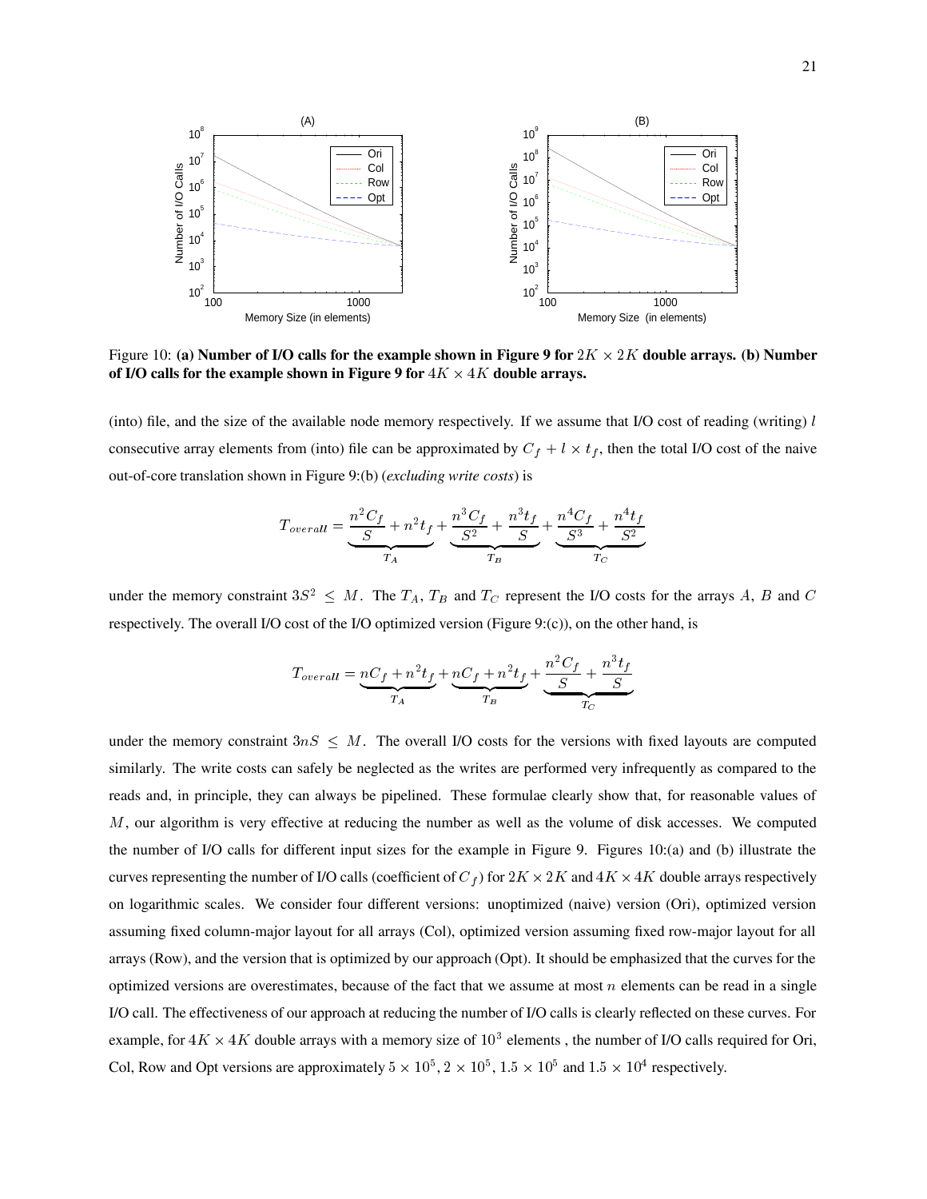Figure 10: **(a) Number of I/O calls for the example shown in Figure 9 for $2K \times 2K$ double arrays. (b) Number of I/O calls for the example shown in Figure 9 for $4K \times 4K$ double arrays.**

(into) file, and the size of the available node memory respectively. If we assume that I/O cost of reading (writing) $l$ consecutive array elements from (into) file can be approximated by $C_f + l \times t_f$, then the total I/O cost of the naive out-of-core translation shown in Figure 9:(b) (*excluding write costs*) is

$$T_{overall} = \underbrace{\frac{n^2 C_f}{S} + n^2 t_f}_{T_A} + \underbrace{\frac{n^3 C_f}{S^2} + \frac{n^3 t_f}{S}}_{T_B} + \underbrace{\frac{n^4 C_f}{S^3} + \frac{n^4 t_f}{S^2}}_{T_C}$$

under the memory constraint $3S^2 \leq M$. The $T_A$, $T_B$ and $T_C$ represent the I/O costs for the arrays $A$, $B$ and $C$ respectively. The overall I/O cost of the I/O optimized version (Figure 9:(c)), on the other hand, is

$$T_{overall} = \underbrace{nC_f + n^2 t_f}_{T_A} + \underbrace{nC_f + n^2 t_f}_{T_B} + \underbrace{\frac{n^2 C_f}{S} + \frac{n^3 t_f}{S}}_{T_C}$$

under the memory constraint $3nS \leq M$. The overall I/O costs for the versions with fixed layouts are computed similarly. The write costs can safely be neglected as the writes are performed very infrequently as compared to the reads and, in principle, they can always be pipelined. These formulae clearly show that, for reasonable values of $M$, our algorithm is very effective at reducing the number as well as the volume of disk accesses. We computed the number of I/O calls for different input sizes for the example in Figure 9. Figures 10:(a) and (b) illustrate the curves representing the number of I/O calls (coefficient of $C_f$) for $2K \times 2K$ and $4K \times 4K$ double arrays respectively on logarithmic scales. We consider four different versions: unoptimized (naive) version (Ori), optimized version assuming fixed column-major layout for all arrays (Col), optimized version assuming fixed row-major layout for all arrays (Row), and the version that is optimized by our approach (Opt). It should be emphasized that the curves for the optimized versions are overestimates, because of the fact that we assume at most $n$ elements can be read in a single I/O call. The effectiveness of our approach at reducing the number of I/O calls is clearly reflected on these curves. For example, for $4K \times 4K$ double arrays with a memory size of $10^3$ elements , the number of I/O calls required for Ori, Col, Row and Opt versions are approximately $5 \times 10^5$, $2 \times 10^5$, $1.5 \times 10^5$ and $1.5 \times 10^4$ respectively.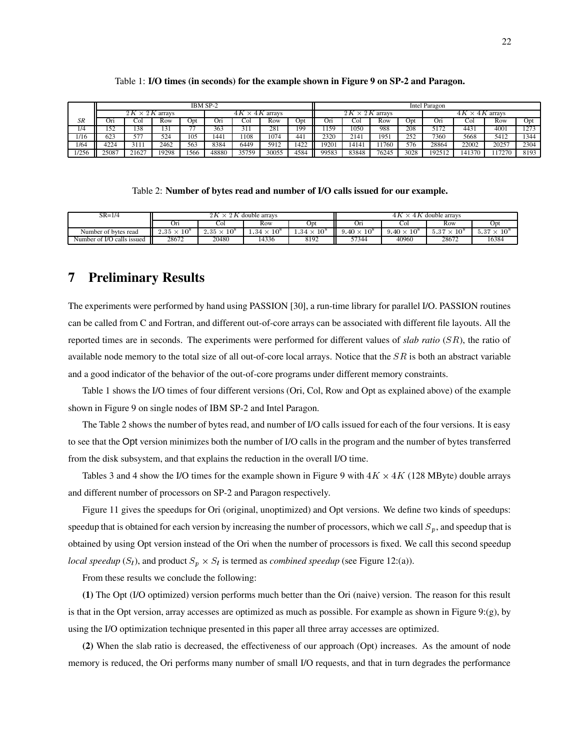Table 1: **I/O times (in seconds) for the example shown in Figure 9 on SP-2 and Paragon.**

| | IBM SP-2 | | | | | | | | Intel Paragon | | | | | | | |
|---|---|---|---|---|---|---|---|---|---|---|---|---|---|---|---|---|
| | $2K \times 2K$ arrays | | | | $4K \times 4K$ arrays | | | | $2K \times 2K$ arrays | | | | $4K \times 4K$ arrays | | | |
| *SR* | Ori | Col | Row | Opt | Ori | Col | Row | Opt | Ori | Col | Row | Opt | Ori | Col | Row | Opt |
| 1/4 | 152 | 138 | 131 | 77 | 363 | 311 | 281 | 199 | 1159 | 1050 | 988 | 208 | 5172 | 4431 | 4001 | 1273 |
| 1/16 | 623 | 577 | 524 | 105 | 1441 | 1108 | 1074 | 441 | 2320 | 2141 | 1951 | 252 | 7360 | 5668 | 5412 | 1344 |
| 1/64 | 4224 | 3111 | 2462 | 563 | 8384 | 6449 | 5912 | 1422 | 19201 | 14141 | 11760 | 576 | 28864 | 22002 | 20257 | 2304 |
| 1/256 | 25087 | 21627 | 19298 | 1566 | 48880 | 35759 | 30055 | 4584 | 99583 | 83848 | 76245 | 3028 | 192512 | 141370 | 117270 | 8193 |

Table 2: **Number of bytes read and number of I/O calls issued for our example.**

| SR=1/4 | $2K \times 2K$ double arrays | | | | $4K \times 4K$ double arrays | | | |
|---|---|---|---|---|---|---|---|---|
| | Ori | Col | Row | Opt | Ori | Col | Row | Opt |
| Number of bytes read | $2.35 \times 10^8$ | $2.35 \times 10^8$ | $1.34 \times 10^8$ | $1.34 \times 10^8$ | $9.40 \times 10^8$ | $9.40 \times 10^8$ | $5.37 \times 10^8$ | $5.37 \times 10^8$ |
| Number of I/O calls issued | 28672 | 20480 | 14336 | 8192 | 57344 | 40960 | 28672 | 16384 |

# 7 Preliminary Results

The experiments were performed by hand using PASSION [30], a run-time library for parallel I/O. PASSION routines can be called from C and Fortran, and different out-of-core arrays can be associated with different file layouts. All the reported times are in seconds. The experiments were performed for different values of *slab ratio* ($SR$), the ratio of available node memory to the total size of all out-of-core local arrays. Notice that the $SR$ is both an abstract variable and a good indicator of the behavior of the out-of-core programs under different memory constraints.

Table 1 shows the I/O times of four different versions (Ori, Col, Row and Opt as explained above) of the example shown in Figure 9 on single nodes of IBM SP-2 and Intel Paragon.

The Table 2 shows the number of bytes read, and number of I/O calls issued for each of the four versions. It is easy to see that the Opt version minimizes both the number of I/O calls in the program and the number of bytes transferred from the disk subsystem, and that explains the reduction in the overall I/O time.

Tables 3 and 4 show the I/O times for the example shown in Figure 9 with $4K \times 4K$ (128 MByte) double arrays and different number of processors on SP-2 and Paragon respectively.

Figure 11 gives the speedups for Ori (original, unoptimized) and Opt versions. We define two kinds of speedups: speedup that is obtained for each version by increasing the number of processors, which we call $S_p$, and speedup that is obtained by using Opt version instead of the Ori when the number of processors is fixed. We call this second speedup *local speedup* ($S_l$), and product $S_p \times S_l$ is termed as *combined speedup* (see Figure 12:(a)).

From these results we conclude the following:

**(1)** The Opt (I/O optimized) version performs much better than the Ori (naive) version. The reason for this result is that in the Opt version, array accesses are optimized as much as possible. For example as shown in Figure 9:(g), by using the I/O optimization technique presented in this paper all three array accesses are optimized.

**(2)** When the slab ratio is decreased, the effectiveness of our approach (Opt) increases. As the amount of node memory is reduced, the Ori performs many number of small I/O requests, and that in turn degrades the performance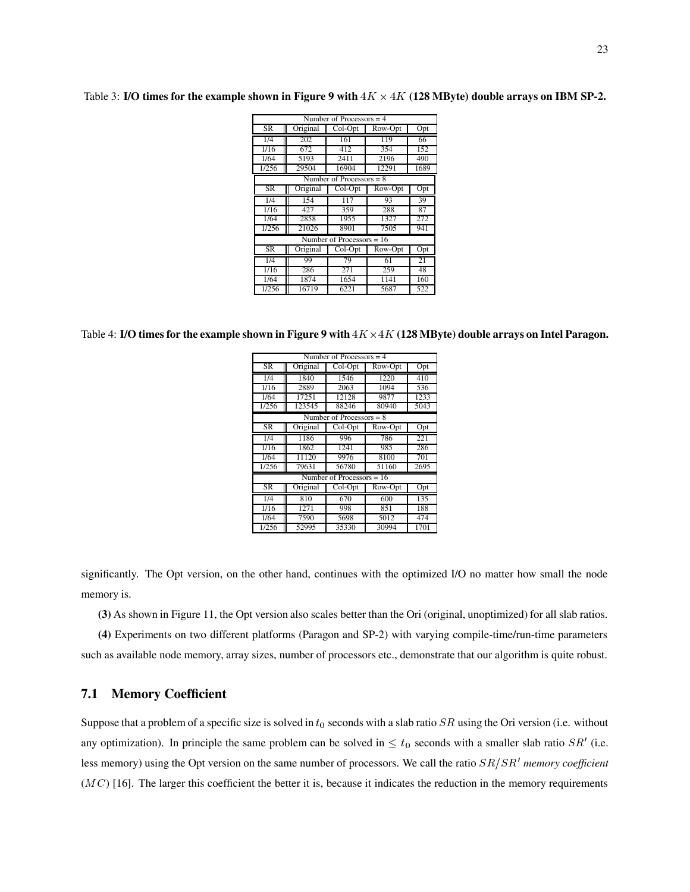Table 3: **I/O times for the example shown in Figure 9 with $4K \times 4K$ (128 MByte) double arrays on IBM SP-2.**

| Number of Processors = 4 | | | | |
|---|---|---|---|---|
| SR | Original | Col-Opt | Row-Opt | Opt |
| 1/4 | 202 | 161 | 119 | 66 |
| 1/16 | 672 | 412 | 354 | 152 |
| 1/64 | 5193 | 2411 | 2196 | 490 |
| 1/256 | 29504 | 16904 | 12291 | 1689 |
| **Number of Processors = 8** | | | | |
| SR | Original | Col-Opt | Row-Opt | Opt |
| 1/4 | 154 | 117 | 93 | 39 |
| 1/16 | 427 | 359 | 288 | 87 |
| 1/64 | 2858 | 1955 | 1327 | 272 |
| 1/256 | 21026 | 8901 | 7505 | 941 |
| **Number of Processors = 16** | | | | |
| SR | Original | Col-Opt | Row-Opt | Opt |
| 1/4 | 99 | 79 | 61 | 21 |
| 1/16 | 286 | 271 | 259 | 48 |
| 1/64 | 1874 | 1654 | 1141 | 160 |
| 1/256 | 16719 | 6221 | 5687 | 522 |

Table 4: **I/O times for the example shown in Figure 9 with $4K \times 4K$ (128 MByte) double arrays on Intel Paragon.**

| Number of Processors = 4 | | | | |
|---|---|---|---|---|
| SR | Original | Col-Opt | Row-Opt | Opt |
| 1/4 | 1840 | 1546 | 1220 | 410 |
| 1/16 | 2889 | 2063 | 1094 | 536 |
| 1/64 | 17251 | 12128 | 9877 | 1233 |
| 1/256 | 123545 | 88246 | 80940 | 5043 |
| **Number of Processors = 8** | | | | |
| SR | Original | Col-Opt | Row-Opt | Opt |
| 1/4 | 1186 | 996 | 786 | 221 |
| 1/16 | 1862 | 1241 | 985 | 286 |
| 1/64 | 11120 | 9976 | 8100 | 701 |
| 1/256 | 79631 | 56780 | 51160 | 2695 |
| **Number of Processors = 16** | | | | |
| SR | Original | Col-Opt | Row-Opt | Opt |
| 1/4 | 810 | 670 | 600 | 135 |
| 1/16 | 1271 | 998 | 851 | 188 |
| 1/64 | 7590 | 5698 | 5012 | 474 |
| 1/256 | 52995 | 35330 | 30994 | 1701 |

significantly. The Opt version, on the other hand, continues with the optimized I/O no matter how small the node memory is.

**(3)** As shown in Figure 11, the Opt version also scales better than the Ori (original, unoptimized) for all slab ratios.

**(4)** Experiments on two different platforms (Paragon and SP-2) with varying compile-time/run-time parameters such as available node memory, array sizes, number of processors etc., demonstrate that our algorithm is quite robust.

## 7.1 Memory Coefficient

Suppose that a problem of a specific size is solved in $t_0$ seconds with a slab ratio $SR$ using the Ori version (i.e. without any optimization). In principle the same problem can be solved in $\leq t_0$ seconds with a smaller slab ratio $SR'$ (i.e. less memory) using the Opt version on the same number of processors. We call the ratio $SR/SR'$ *memory coefficient* ($MC$) [16]. The larger this coefficient the better it is, because it indicates the reduction in the memory requirements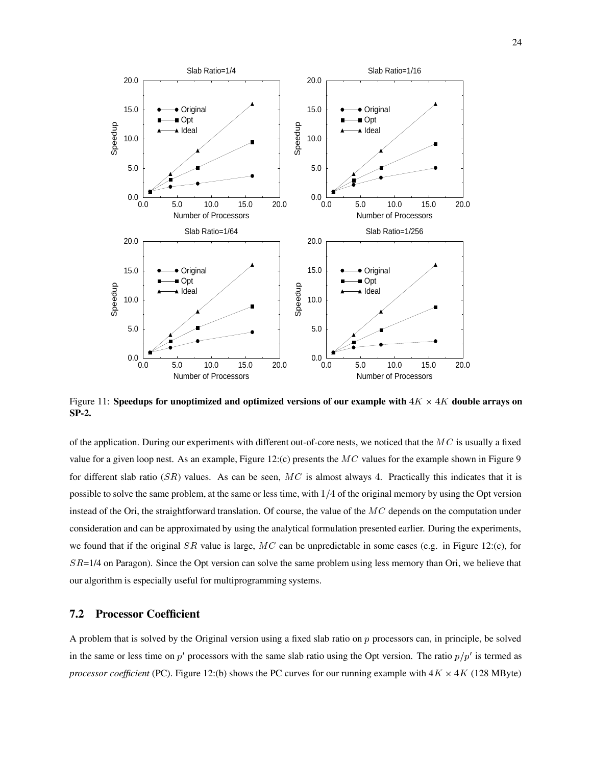Figure 11: **Speedups for unoptimized and optimized versions of our example with $4K \times 4K$ double arrays on SP-2.**

of the application. During our experiments with different out-of-core nests, we noticed that the $MC$ is usually a fixed value for a given loop nest. As an example, Figure 12:(c) presents the $MC$ values for the example shown in Figure 9 for different slab ratio ($SR$) values. As can be seen, $MC$ is almost always 4. Practically this indicates that it is possible to solve the same problem, at the same or less time, with $1/4$ of the original memory by using the Opt version instead of the Ori, the straightforward translation. Of course, the value of the $MC$ depends on the computation under consideration and can be approximated by using the analytical formulation presented earlier. During the experiments, we found that if the original $SR$ value is large, $MC$ can be unpredictable in some cases (e.g. in Figure 12:(c), for $SR$=1/4 on Paragon). Since the Opt version can solve the same problem using less memory than Ori, we believe that our algorithm is especially useful for multiprogramming systems.

## 7.2 Processor Coefficient

A problem that is solved by the Original version using a fixed slab ratio on $p$ processors can, in principle, be solved in the same or less time on $p'$ processors with the same slab ratio using the Opt version. The ratio $p/p'$ is termed as *processor coefficient* (PC). Figure 12:(b) shows the PC curves for our running example with $4K \times 4K$ (128 MByte)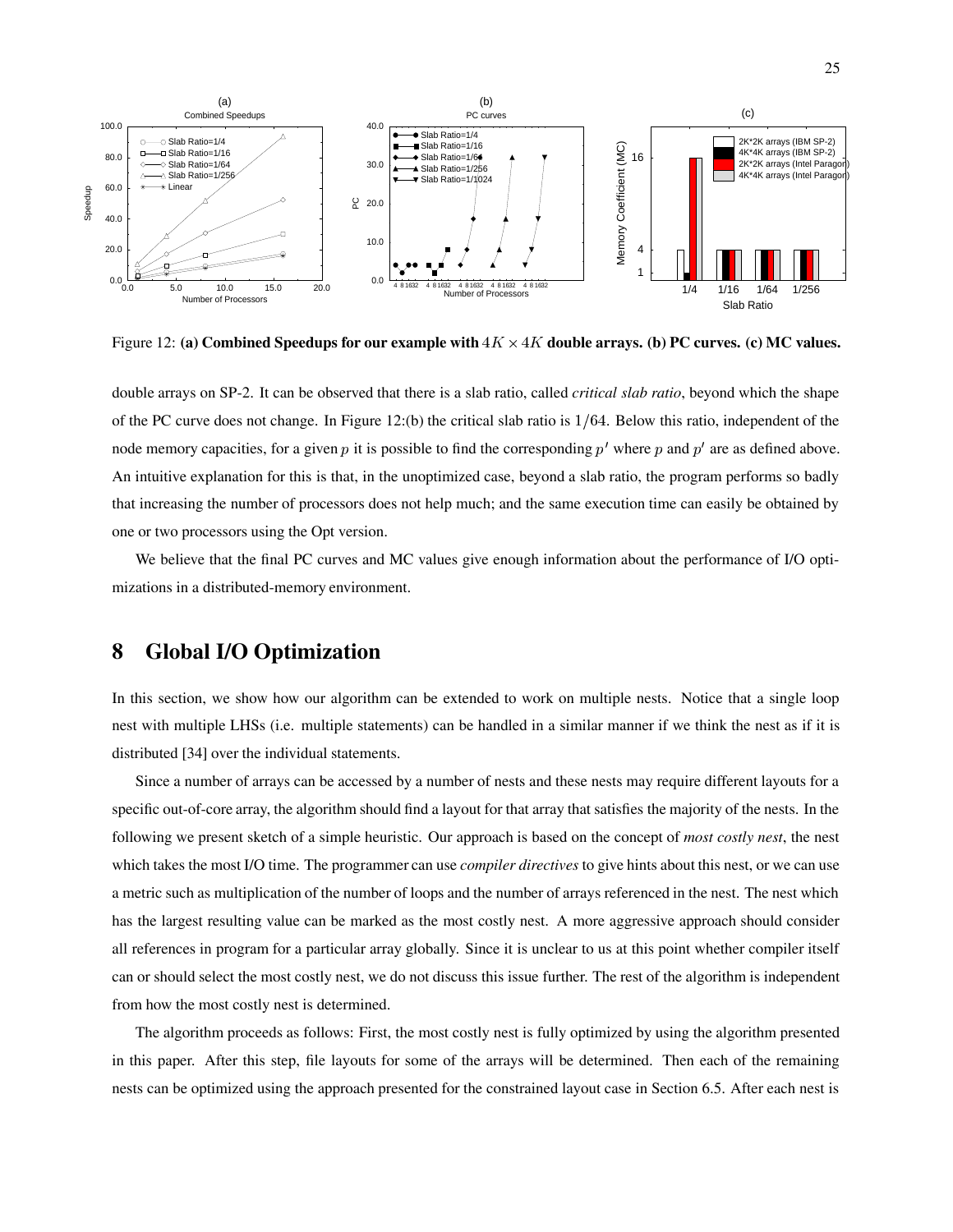Figure 12: **(a) Combined Speedups for our example with $4K \times 4K$ double arrays. (b) PC curves. (c) MC values.**

double arrays on SP-2. It can be observed that there is a slab ratio, called *critical slab ratio*, beyond which the shape of the PC curve does not change. In Figure 12:(b) the critical slab ratio is $1/64$. Below this ratio, independent of the node memory capacities, for a given $p$ it is possible to find the corresponding $p'$ where $p$ and $p'$ are as defined above. An intuitive explanation for this is that, in the unoptimized case, beyond a slab ratio, the program performs so badly that increasing the number of processors does not help much; and the same execution time can easily be obtained by one or two processors using the Opt version.

We believe that the final PC curves and MC values give enough information about the performance of I/O optimizations in a distributed-memory environment.

# 8 Global I/O Optimization

In this section, we show how our algorithm can be extended to work on multiple nests. Notice that a single loop nest with multiple LHSs (i.e. multiple statements) can be handled in a similar manner if we think the nest as if it is distributed [34] over the individual statements.

Since a number of arrays can be accessed by a number of nests and these nests may require different layouts for a specific out-of-core array, the algorithm should find a layout for that array that satisfies the majority of the nests. In the following we present sketch of a simple heuristic. Our approach is based on the concept of *most costly nest*, the nest which takes the most I/O time. The programmer can use *compiler directives* to give hints about this nest, or we can use a metric such as multiplication of the number of loops and the number of arrays referenced in the nest. The nest which has the largest resulting value can be marked as the most costly nest. A more aggressive approach should consider all references in program for a particular array globally. Since it is unclear to us at this point whether compiler itself can or should select the most costly nest, we do not discuss this issue further. The rest of the algorithm is independent from how the most costly nest is determined.

The algorithm proceeds as follows: First, the most costly nest is fully optimized by using the algorithm presented in this paper. After this step, file layouts for some of the arrays will be determined. Then each of the remaining nests can be optimized using the approach presented for the constrained layout case in Section 6.5. After each nest is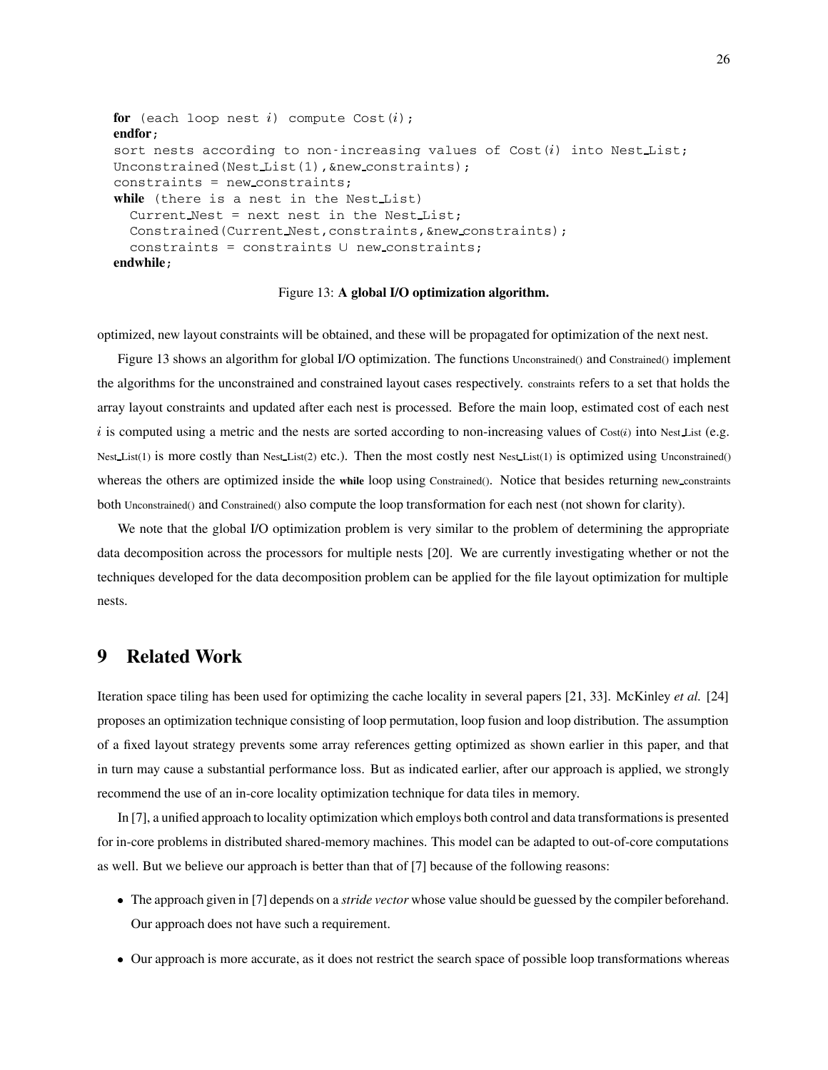```
for (each loop nest i) compute Cost(i);
endfor;
sort nests according to non-increasing values of Cost(i) into Nest_List;
Unconstrained(Nest_List(1),&new_constraints);
constraints = new_constraints;
while (there is a nest in the Nest_List)
  Current_Nest = next nest in the Nest_List;
  Constrained(Current_Nest,constraints,&new_constraints);
  constraints = constraints ∪ new_constraints;
endwhile;
```

Figure 13: **A global I/O optimization algorithm.**

optimized, new layout constraints will be obtained, and these will be propagated for optimization of the next nest.

Figure 13 shows an algorithm for global I/O optimization. The functions Unconstrained() and Constrained() implement the algorithms for the unconstrained and constrained layout cases respectively. constraints refers to a set that holds the array layout constraints and updated after each nest is processed. Before the main loop, estimated cost of each nest $i$ is computed using a metric and the nests are sorted according to non-increasing values of Cost($i$) into Nest_List (e.g. Nest_List(1) is more costly than Nest_List(2) etc.). Then the most costly nest Nest_List(1) is optimized using Unconstrained() whereas the others are optimized inside the **while** loop using Constrained(). Notice that besides returning new_constraints both Unconstrained() and Constrained() also compute the loop transformation for each nest (not shown for clarity).

We note that the global I/O optimization problem is very similar to the problem of determining the appropriate data decomposition across the processors for multiple nests [20]. We are currently investigating whether or not the techniques developed for the data decomposition problem can be applied for the file layout optimization for multiple nests.

# 9 Related Work

Iteration space tiling has been used for optimizing the cache locality in several papers [21, 33]. McKinley *et al.* [24] proposes an optimization technique consisting of loop permutation, loop fusion and loop distribution. The assumption of a fixed layout strategy prevents some array references getting optimized as shown earlier in this paper, and that in turn may cause a substantial performance loss. But as indicated earlier, after our approach is applied, we strongly recommend the use of an in-core locality optimization technique for data tiles in memory.

In [7], a unified approach to locality optimization which employs both control and data transformations is presented for in-core problems in distributed shared-memory machines. This model can be adapted to out-of-core computations as well. But we believe our approach is better than that of [7] because of the following reasons:

- The approach given in [7] depends on a *stride vector* whose value should be guessed by the compiler beforehand. Our approach does not have such a requirement.
- Our approach is more accurate, as it does not restrict the search space of possible loop transformations whereas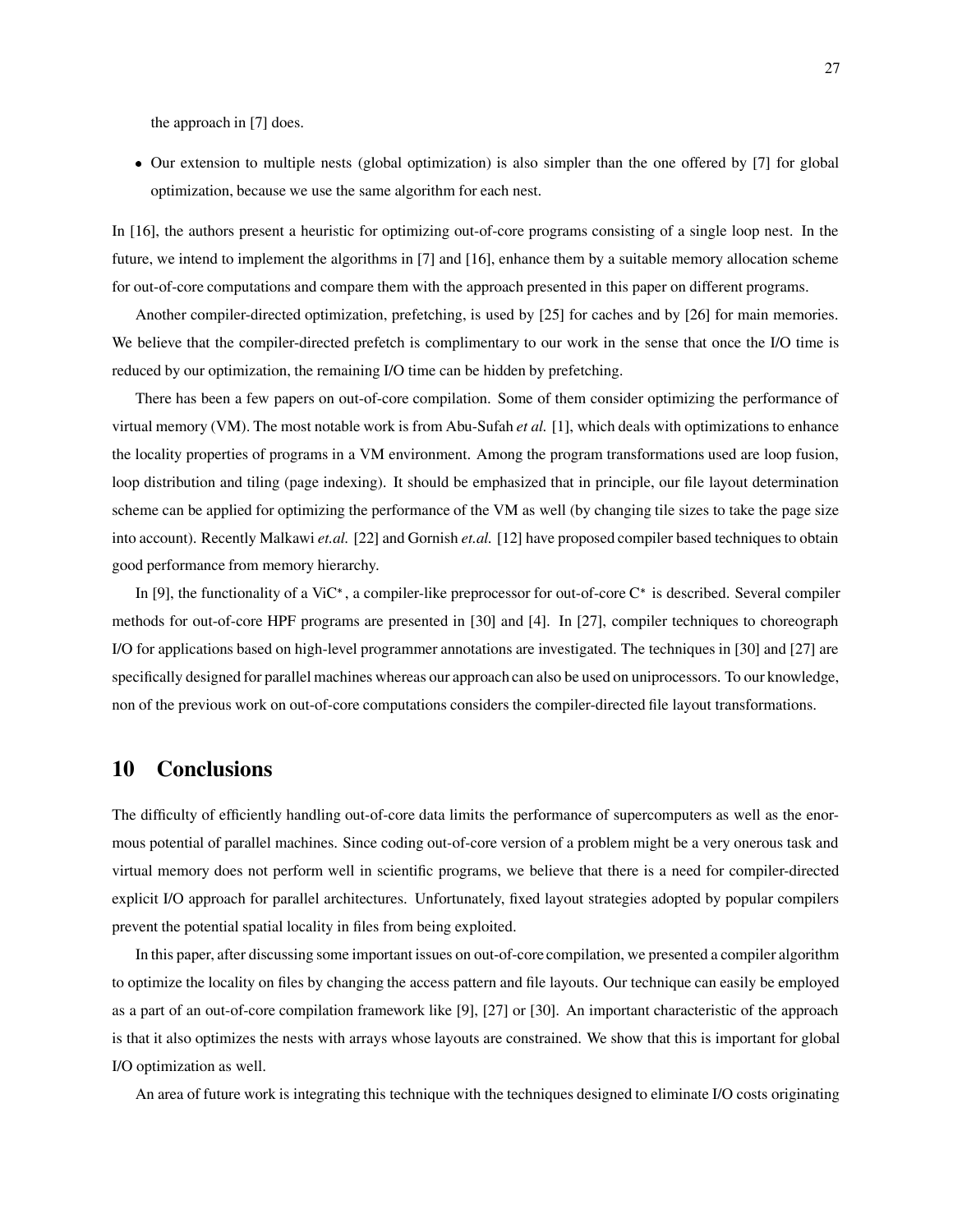the approach in [7] does.

- Our extension to multiple nests (global optimization) is also simpler than the one offered by [7] for global optimization, because we use the same algorithm for each nest.

In [16], the authors present a heuristic for optimizing out-of-core programs consisting of a single loop nest. In the future, we intend to implement the algorithms in [7] and [16], enhance them by a suitable memory allocation scheme for out-of-core computations and compare them with the approach presented in this paper on different programs.

Another compiler-directed optimization, prefetching, is used by [25] for caches and by [26] for main memories. We believe that the compiler-directed prefetch is complimentary to our work in the sense that once the I/O time is reduced by our optimization, the remaining I/O time can be hidden by prefetching.

There has been a few papers on out-of-core compilation. Some of them consider optimizing the performance of virtual memory (VM). The most notable work is from Abu-Sufah *et al.* [1], which deals with optimizations to enhance the locality properties of programs in a VM environment. Among the program transformations used are loop fusion, loop distribution and tiling (page indexing). It should be emphasized that in principle, our file layout determination scheme can be applied for optimizing the performance of the VM as well (by changing tile sizes to take the page size into account). Recently Malkawi *et.al.* [22] and Gornish *et.al.* [12] have proposed compiler based techniques to obtain good performance from memory hierarchy.

In [9], the functionality of a ViC*, a compiler-like preprocessor for out-of-core C* is described. Several compiler methods for out-of-core HPF programs are presented in [30] and [4]. In [27], compiler techniques to choreograph I/O for applications based on high-level programmer annotations are investigated. The techniques in [30] and [27] are specifically designed for parallel machines whereas our approach can also be used on uniprocessors. To our knowledge, non of the previous work on out-of-core computations considers the compiler-directed file layout transformations.

# 10 Conclusions

The difficulty of efficiently handling out-of-core data limits the performance of supercomputers as well as the enormous potential of parallel machines. Since coding out-of-core version of a problem might be a very onerous task and virtual memory does not perform well in scientific programs, we believe that there is a need for compiler-directed explicit I/O approach for parallel architectures. Unfortunately, fixed layout strategies adopted by popular compilers prevent the potential spatial locality in files from being exploited.

In this paper, after discussing some important issues on out-of-core compilation, we presented a compiler algorithm to optimize the locality on files by changing the access pattern and file layouts. Our technique can easily be employed as a part of an out-of-core compilation framework like [9], [27] or [30]. An important characteristic of the approach is that it also optimizes the nests with arrays whose layouts are constrained. We show that this is important for global I/O optimization as well.

An area of future work is integrating this technique with the techniques designed to eliminate I/O costs originating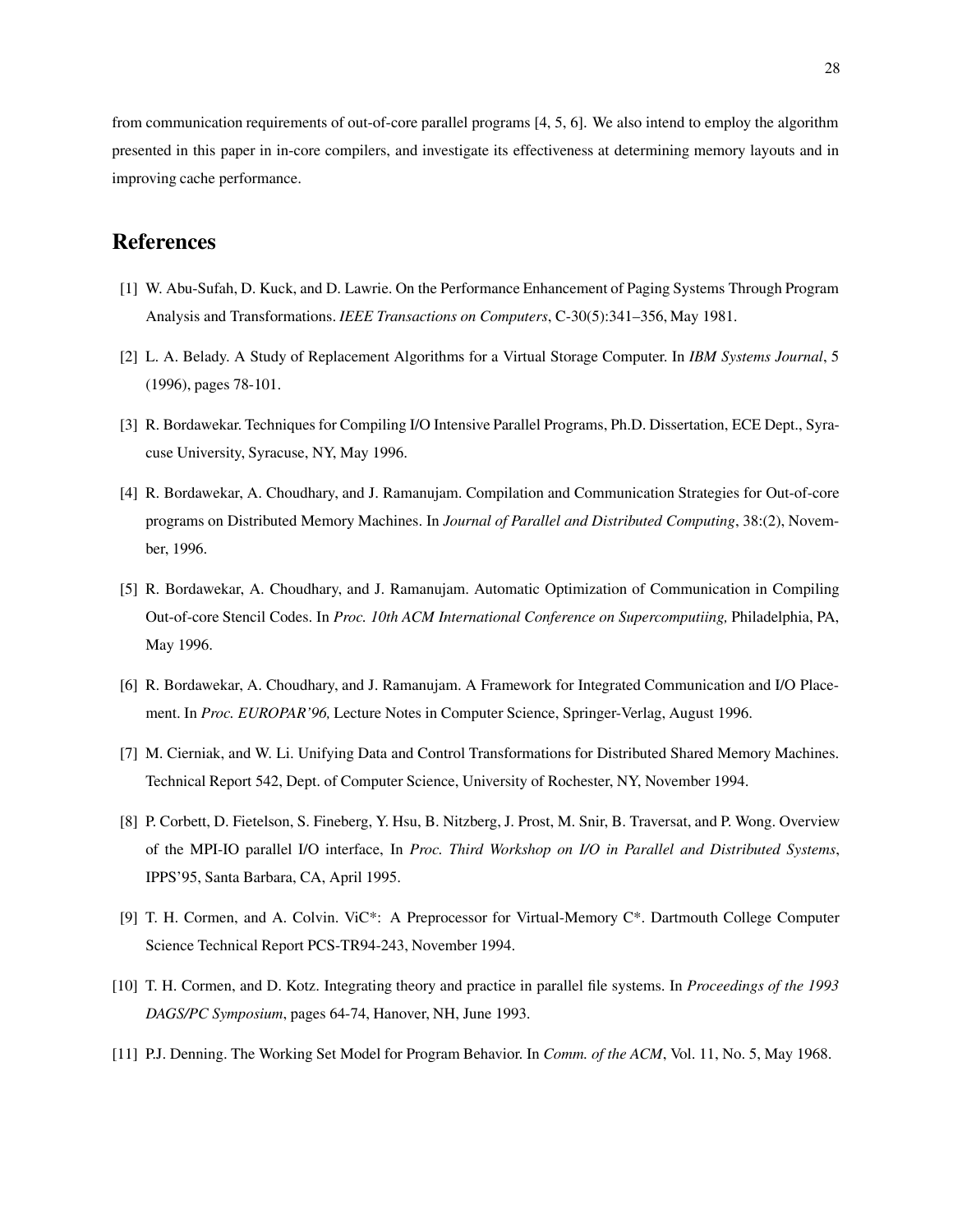from communication requirements of out-of-core parallel programs [4, 5, 6]. We also intend to employ the algorithm presented in this paper in in-core compilers, and investigate its effectiveness at determining memory layouts and in improving cache performance.

## References

[1] W. Abu-Sufah, D. Kuck, and D. Lawrie. On the Performance Enhancement of Paging Systems Through Program Analysis and Transformations. *IEEE Transactions on Computers*, C-30(5):341–356, May 1981.

[2] L. A. Belady. A Study of Replacement Algorithms for a Virtual Storage Computer. In *IBM Systems Journal*, 5 (1996), pages 78-101.

[3] R. Bordawekar. Techniques for Compiling I/O Intensive Parallel Programs, Ph.D. Dissertation, ECE Dept., Syracuse University, Syracuse, NY, May 1996.

[4] R. Bordawekar, A. Choudhary, and J. Ramanujam. Compilation and Communication Strategies for Out-of-core programs on Distributed Memory Machines. In *Journal of Parallel and Distributed Computing*, 38:(2), November, 1996.

[5] R. Bordawekar, A. Choudhary, and J. Ramanujam. Automatic Optimization of Communication in Compiling Out-of-core Stencil Codes. In *Proc. 10th ACM International Conference on Supercomputiing,* Philadelphia, PA, May 1996.

[6] R. Bordawekar, A. Choudhary, and J. Ramanujam. A Framework for Integrated Communication and I/O Placement. In *Proc. EUROPAR'96,* Lecture Notes in Computer Science, Springer-Verlag, August 1996.

[7] M. Cierniak, and W. Li. Unifying Data and Control Transformations for Distributed Shared Memory Machines. Technical Report 542, Dept. of Computer Science, University of Rochester, NY, November 1994.

[8] P. Corbett, D. Fietelson, S. Fineberg, Y. Hsu, B. Nitzberg, J. Prost, M. Snir, B. Traversat, and P. Wong. Overview of the MPI-IO parallel I/O interface, In *Proc. Third Workshop on I/O in Parallel and Distributed Systems*, IPPS'95, Santa Barbara, CA, April 1995.

[9] T. H. Cormen, and A. Colvin. ViC*: A Preprocessor for Virtual-Memory C*. Dartmouth College Computer Science Technical Report PCS-TR94-243, November 1994.

[10] T. H. Cormen, and D. Kotz. Integrating theory and practice in parallel file systems. In *Proceedings of the 1993 DAGS/PC Symposium*, pages 64-74, Hanover, NH, June 1993.

[11] P.J. Denning. The Working Set Model for Program Behavior. In *Comm. of the ACM*, Vol. 11, No. 5, May 1968.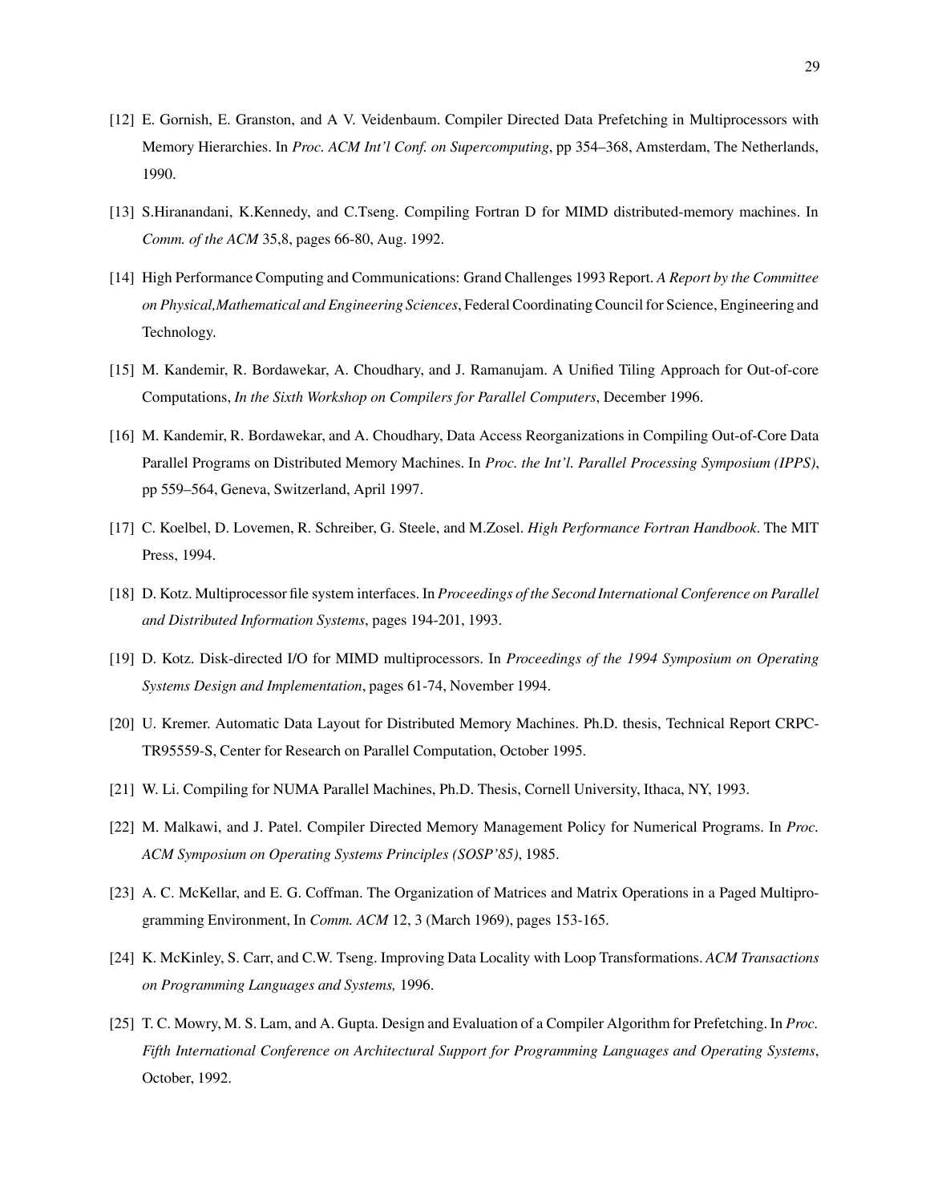[12] E. Gornish, E. Granston, and A V. Veidenbaum. Compiler Directed Data Prefetching in Multiprocessors with Memory Hierarchies. In *Proc. ACM Int'l Conf. on Supercomputing*, pp 354–368, Amsterdam, The Netherlands, 1990.

[13] S.Hiranandani, K.Kennedy, and C.Tseng. Compiling Fortran D for MIMD distributed-memory machines. In *Comm. of the ACM* 35,8, pages 66-80, Aug. 1992.

[14] High Performance Computing and Communications: Grand Challenges 1993 Report. *A Report by the Committee on Physical,Mathematical and Engineering Sciences*, Federal Coordinating Council for Science, Engineering and Technology.

[15] M. Kandemir, R. Bordawekar, A. Choudhary, and J. Ramanujam. A Unified Tiling Approach for Out-of-core Computations, *In the Sixth Workshop on Compilers for Parallel Computers*, December 1996.

[16] M. Kandemir, R. Bordawekar, and A. Choudhary, Data Access Reorganizations in Compiling Out-of-Core Data Parallel Programs on Distributed Memory Machines. In *Proc. the Int'l. Parallel Processing Symposium (IPPS)*, pp 559–564, Geneva, Switzerland, April 1997.

[17] C. Koelbel, D. Lovemen, R. Schreiber, G. Steele, and M.Zosel. *High Performance Fortran Handbook*. The MIT Press, 1994.

[18] D. Kotz. Multiprocessor file system interfaces. In *Proceedings of the Second International Conference on Parallel and Distributed Information Systems*, pages 194-201, 1993.

[19] D. Kotz. Disk-directed I/O for MIMD multiprocessors. In *Proceedings of the 1994 Symposium on Operating Systems Design and Implementation*, pages 61-74, November 1994.

[20] U. Kremer. Automatic Data Layout for Distributed Memory Machines. Ph.D. thesis, Technical Report CRPC-TR95559-S, Center for Research on Parallel Computation, October 1995.

[21] W. Li. Compiling for NUMA Parallel Machines, Ph.D. Thesis, Cornell University, Ithaca, NY, 1993.

[22] M. Malkawi, and J. Patel. Compiler Directed Memory Management Policy for Numerical Programs. In *Proc. ACM Symposium on Operating Systems Principles (SOSP'85)*, 1985.

[23] A. C. McKellar, and E. G. Coffman. The Organization of Matrices and Matrix Operations in a Paged Multiprogramming Environment, In *Comm. ACM* 12, 3 (March 1969), pages 153-165.

[24] K. McKinley, S. Carr, and C.W. Tseng. Improving Data Locality with Loop Transformations. *ACM Transactions on Programming Languages and Systems,* 1996.

[25] T. C. Mowry, M. S. Lam, and A. Gupta. Design and Evaluation of a Compiler Algorithm for Prefetching. In *Proc. Fifth International Conference on Architectural Support for Programming Languages and Operating Systems*, October, 1992.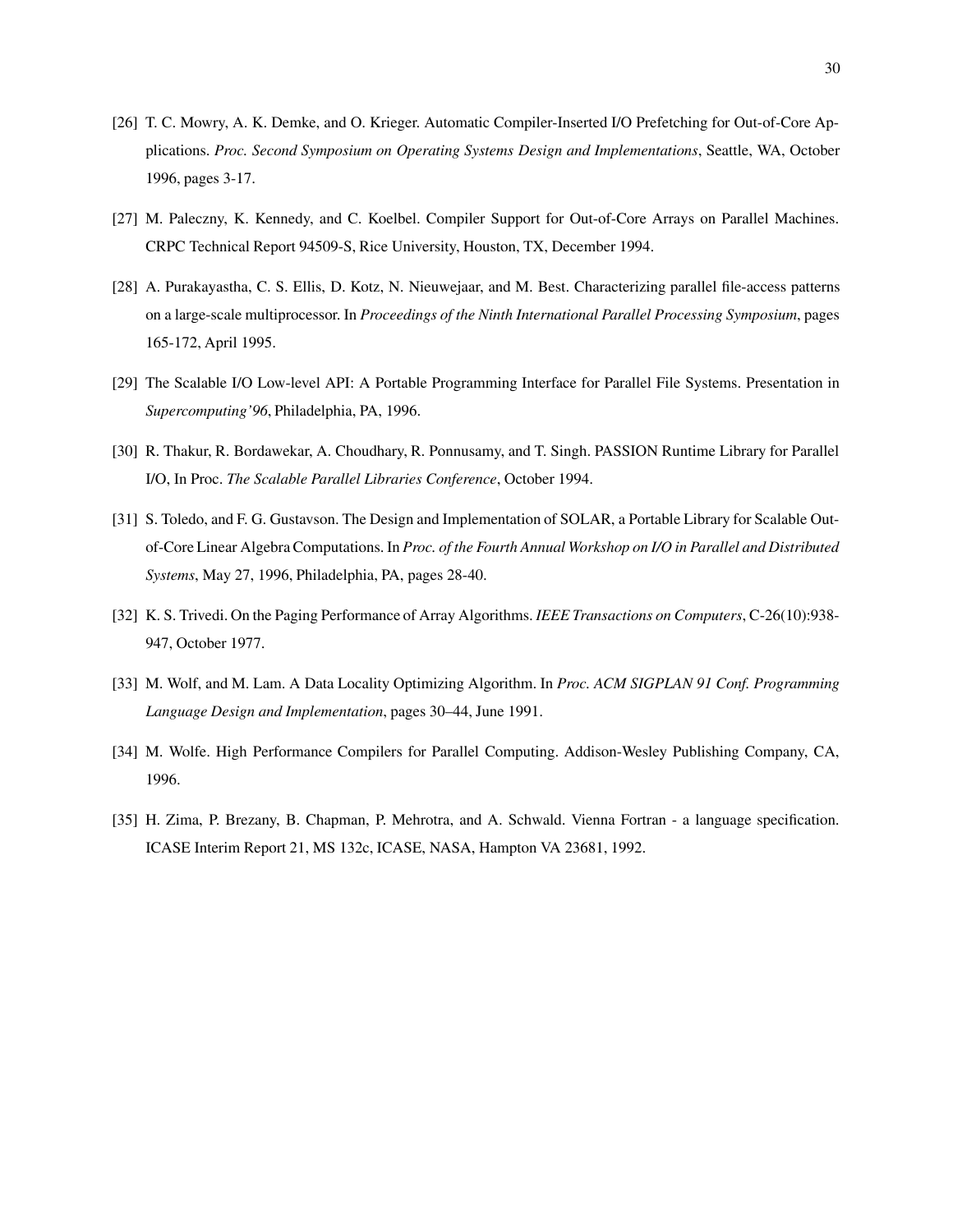[26] T. C. Mowry, A. K. Demke, and O. Krieger. Automatic Compiler-Inserted I/O Prefetching for Out-of-Core Applications. *Proc. Second Symposium on Operating Systems Design and Implementations*, Seattle, WA, October 1996, pages 3-17.

[27] M. Paleczny, K. Kennedy, and C. Koelbel. Compiler Support for Out-of-Core Arrays on Parallel Machines. CRPC Technical Report 94509-S, Rice University, Houston, TX, December 1994.

[28] A. Purakayastha, C. S. Ellis, D. Kotz, N. Nieuwejaar, and M. Best. Characterizing parallel file-access patterns on a large-scale multiprocessor. In *Proceedings of the Ninth International Parallel Processing Symposium*, pages 165-172, April 1995.

[29] The Scalable I/O Low-level API: A Portable Programming Interface for Parallel File Systems. Presentation in *Supercomputing'96*, Philadelphia, PA, 1996.

[30] R. Thakur, R. Bordawekar, A. Choudhary, R. Ponnusamy, and T. Singh. PASSION Runtime Library for Parallel I/O, In Proc. *The Scalable Parallel Libraries Conference*, October 1994.

[31] S. Toledo, and F. G. Gustavson. The Design and Implementation of SOLAR, a Portable Library for Scalable Out-of-Core Linear Algebra Computations. In *Proc. of the Fourth Annual Workshop on I/O in Parallel and Distributed Systems*, May 27, 1996, Philadelphia, PA, pages 28-40.

[32] K. S. Trivedi. On the Paging Performance of Array Algorithms. *IEEE Transactions on Computers*, C-26(10):938-947, October 1977.

[33] M. Wolf, and M. Lam. A Data Locality Optimizing Algorithm. In *Proc. ACM SIGPLAN 91 Conf. Programming Language Design and Implementation*, pages 30–44, June 1991.

[34] M. Wolfe. High Performance Compilers for Parallel Computing. Addison-Wesley Publishing Company, CA, 1996.

[35] H. Zima, P. Brezany, B. Chapman, P. Mehrotra, and A. Schwald. Vienna Fortran - a language specification. ICASE Interim Report 21, MS 132c, ICASE, NASA, Hampton VA 23681, 1992.